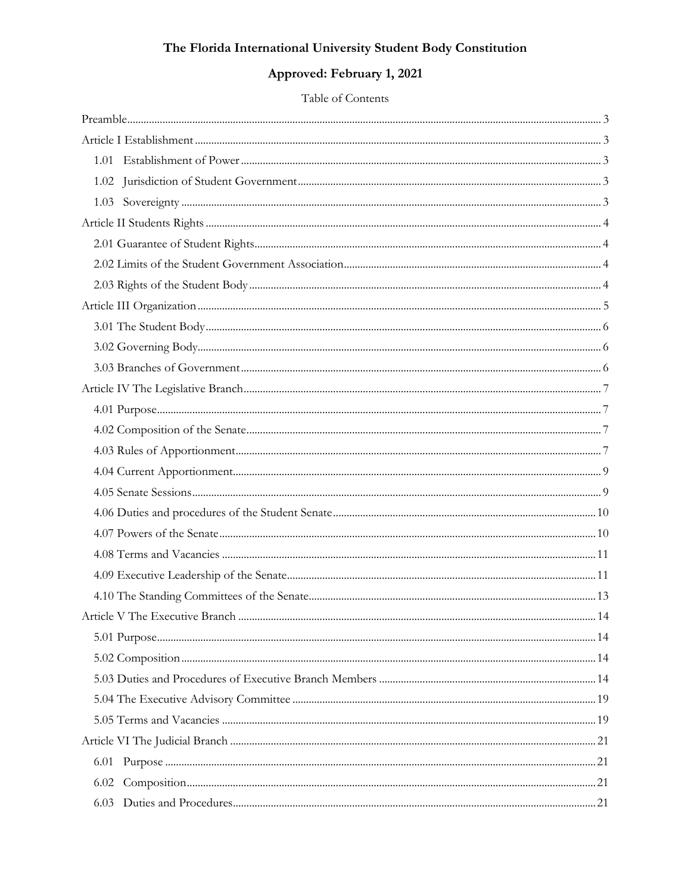# The Florida International University Student Body Constitution

## Approved: February 1, 2021

Table of Contents

- Preamble ........ 3
- Article I Establishment ........ 3
  - 1.01 Establishment of Power ........ 3
  - 1.02 Jurisdiction of Student Government ........ 3
  - 1.03 Sovereignty ........ 3
- Article II Students Rights ........ 4
  - 2.01 Guarantee of Student Rights ........ 4
  - 2.02 Limits of the Student Government Association ........ 4
  - 2.03 Rights of the Student Body ........ 4
- Article III Organization ........ 5
  - 3.01 The Student Body ........ 6
  - 3.02 Governing Body ........ 6
  - 3.03 Branches of Government ........ 6
- Article IV The Legislative Branch ........ 7
  - 4.01 Purpose ........ 7
  - 4.02 Composition of the Senate ........ 7
  - 4.03 Rules of Apportionment ........ 7
  - 4.04 Current Apportionment ........ 9
  - 4.05 Senate Sessions ........ 9
  - 4.06 Duties and procedures of the Student Senate ........ 10
  - 4.07 Powers of the Senate ........ 10
  - 4.08 Terms and Vacancies ........ 11
  - 4.09 Executive Leadership of the Senate ........ 11
  - 4.10 The Standing Committees of the Senate ........ 13
- Article V The Executive Branch ........ 14
  - 5.01 Purpose ........ 14
  - 5.02 Composition ........ 14
  - 5.03 Duties and Procedures of Executive Branch Members ........ 14
  - 5.04 The Executive Advisory Committee ........ 19
  - 5.05 Terms and Vacancies ........ 19
- Article VI The Judicial Branch ........ 21
  - 6.01 Purpose ........ 21
  - 6.02 Composition ........ 21
  - 6.03 Duties and Procedures ........ 21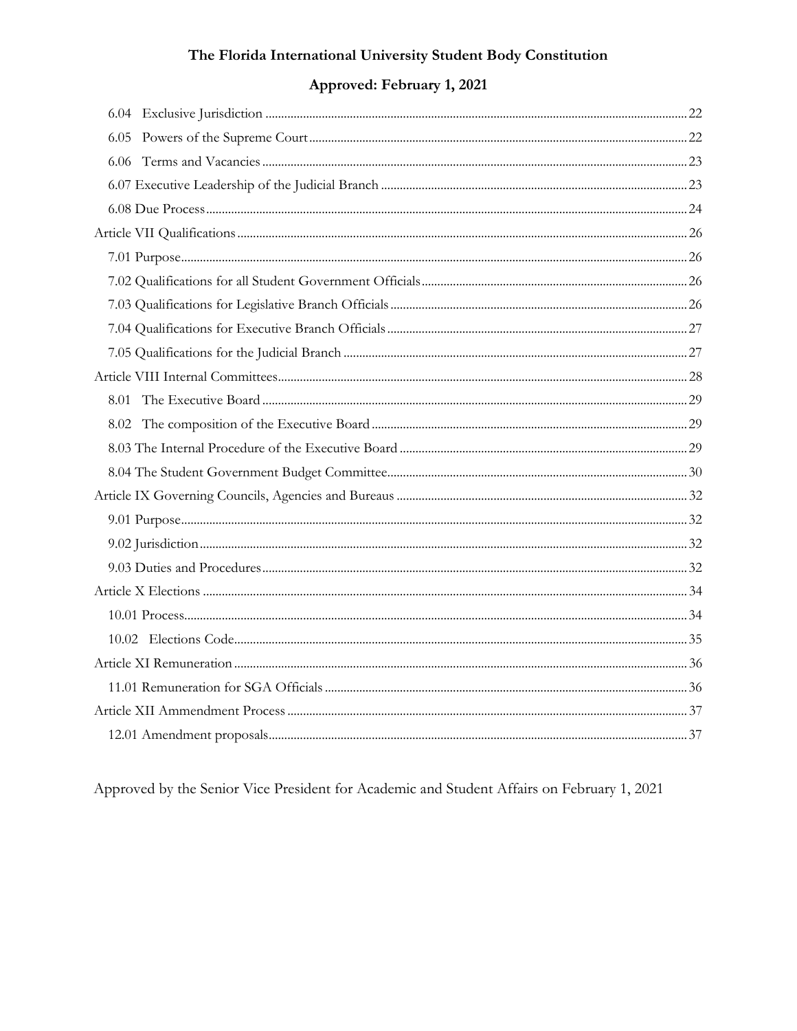# The Florida International University Student Body Constitution

## Approved: February 1, 2021

- 6.04 Exclusive Jurisdiction ... 22
- 6.05 Powers of the Supreme Court ... 22
- 6.06 Terms and Vacancies ... 23
- 6.07 Executive Leadership of the Judicial Branch ... 23
- 6.08 Due Process ... 24

Article VII Qualifications ... 26

- 7.01 Purpose ... 26
- 7.02 Qualifications for all Student Government Officials ... 26
- 7.03 Qualifications for Legislative Branch Officials ... 26
- 7.04 Qualifications for Executive Branch Officials ... 27
- 7.05 Qualifications for the Judicial Branch ... 27

Article VIII Internal Committees ... 28

- 8.01 The Executive Board ... 29
- 8.02 The composition of the Executive Board ... 29
- 8.03 The Internal Procedure of the Executive Board ... 29
- 8.04 The Student Government Budget Committee ... 30

Article IX Governing Councils, Agencies and Bureaus ... 32

- 9.01 Purpose ... 32
- 9.02 Jurisdiction ... 32
- 9.03 Duties and Procedures ... 32

Article X Elections ... 34

- 10.01 Process ... 34
- 10.02 Elections Code ... 35

Article XI Remuneration ... 36

- 11.01 Remuneration for SGA Officials ... 36

Article XII Ammendment Process ... 37

- 12.01 Amendment proposals ... 37

Approved by the Senior Vice President for Academic and Student Affairs on February 1, 2021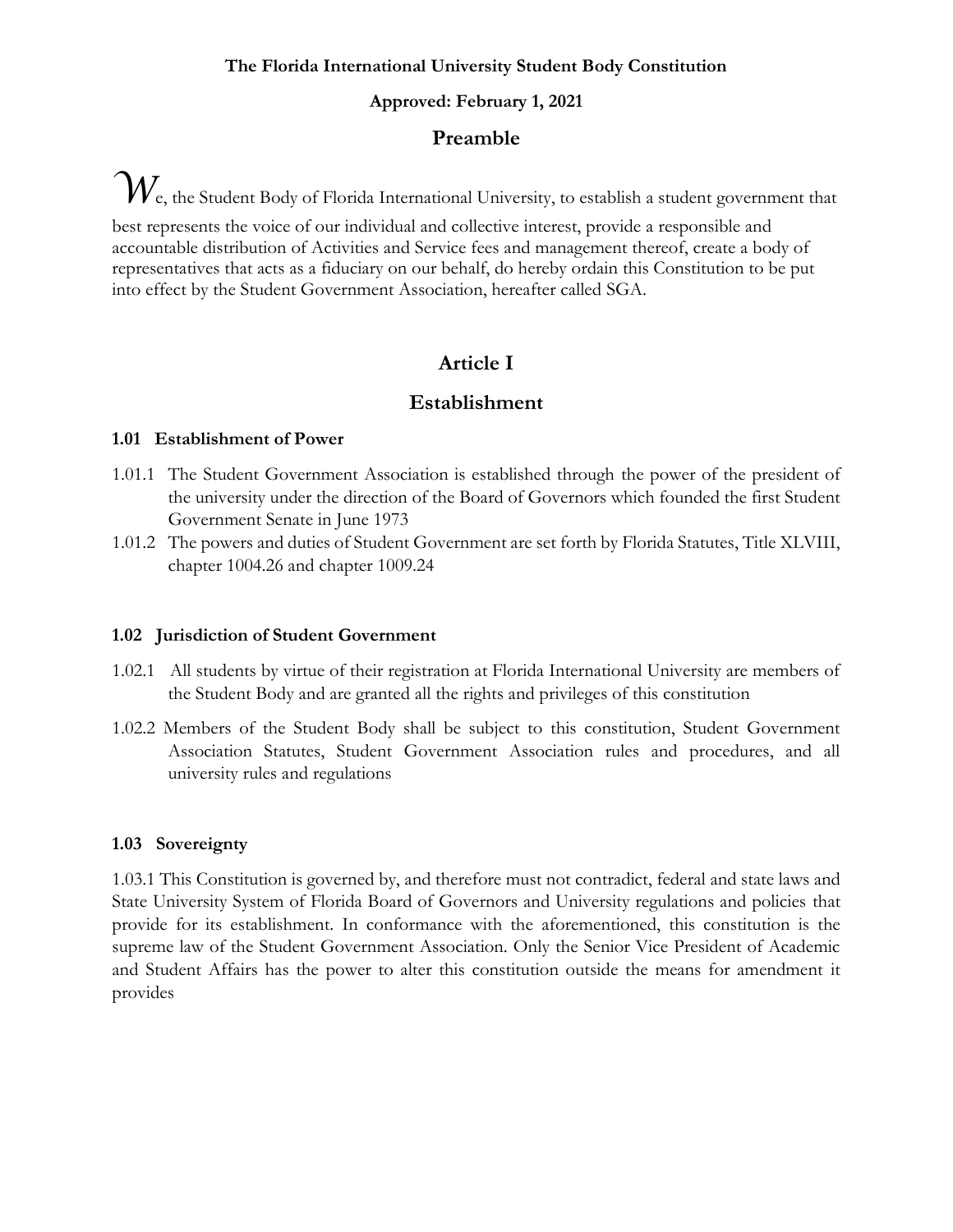**The Florida International University Student Body Constitution**

**Approved: February 1, 2021**

## Preamble

We, the Student Body of Florida International University, to establish a student government that best represents the voice of our individual and collective interest, provide a responsible and accountable distribution of Activities and Service fees and management thereof, create a body of representatives that acts as a fiduciary on our behalf, do hereby ordain this Constitution to be put into effect by the Student Government Association, hereafter called SGA.

## Article I

## Establishment

### 1.01 Establishment of Power

1.01.1 The Student Government Association is established through the power of the president of the university under the direction of the Board of Governors which founded the first Student Government Senate in June 1973

1.01.2 The powers and duties of Student Government are set forth by Florida Statutes, Title XLVIII, chapter 1004.26 and chapter 1009.24

### 1.02 Jurisdiction of Student Government

1.02.1 All students by virtue of their registration at Florida International University are members of the Student Body and are granted all the rights and privileges of this constitution

1.02.2 Members of the Student Body shall be subject to this constitution, Student Government Association Statutes, Student Government Association rules and procedures, and all university rules and regulations

### 1.03 Sovereignty

1.03.1 This Constitution is governed by, and therefore must not contradict, federal and state laws and State University System of Florida Board of Governors and University regulations and policies that provide for its establishment. In conformance with the aforementioned, this constitution is the supreme law of the Student Government Association. Only the Senior Vice President of Academic and Student Affairs has the power to alter this constitution outside the means for amendment it provides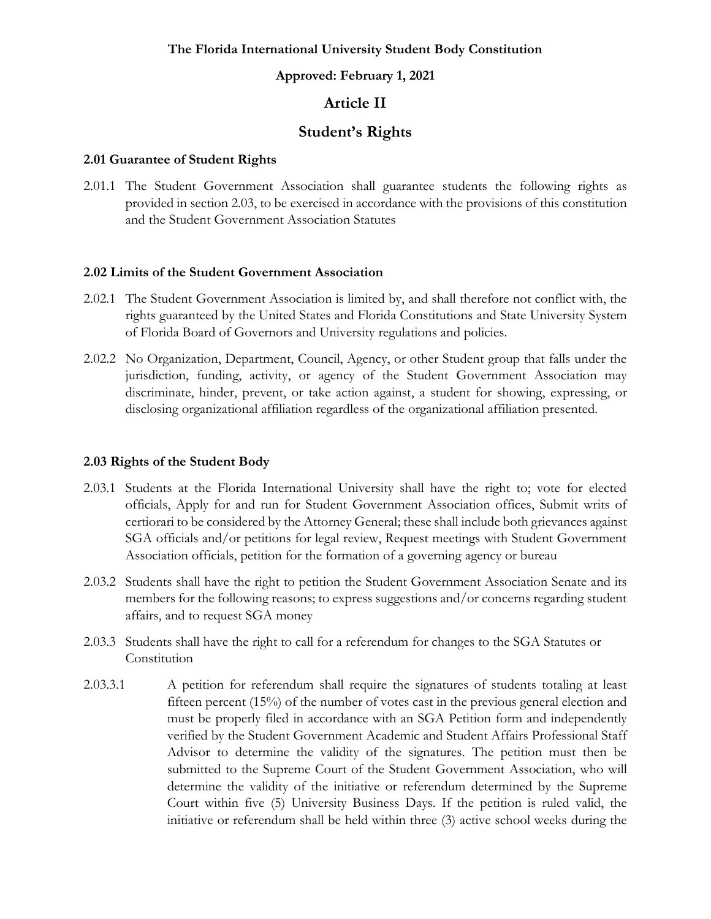**The Florida International University Student Body Constitution**

**Approved: February 1, 2021**

# Article II

# Student's Rights

### 2.01 Guarantee of Student Rights

2.01.1 The Student Government Association shall guarantee students the following rights as provided in section 2.03, to be exercised in accordance with the provisions of this constitution and the Student Government Association Statutes

### 2.02 Limits of the Student Government Association

2.02.1 The Student Government Association is limited by, and shall therefore not conflict with, the rights guaranteed by the United States and Florida Constitutions and State University System of Florida Board of Governors and University regulations and policies.

2.02.2 No Organization, Department, Council, Agency, or other Student group that falls under the jurisdiction, funding, activity, or agency of the Student Government Association may discriminate, hinder, prevent, or take action against, a student for showing, expressing, or disclosing organizational affiliation regardless of the organizational affiliation presented.

### 2.03 Rights of the Student Body

2.03.1 Students at the Florida International University shall have the right to; vote for elected officials, Apply for and run for Student Government Association offices, Submit writs of certiorari to be considered by the Attorney General; these shall include both grievances against SGA officials and/or petitions for legal review, Request meetings with Student Government Association officials, petition for the formation of a governing agency or bureau

2.03.2 Students shall have the right to petition the Student Government Association Senate and its members for the following reasons; to express suggestions and/or concerns regarding student affairs, and to request SGA money

2.03.3 Students shall have the right to call for a referendum for changes to the SGA Statutes or Constitution

2.03.3.1 A petition for referendum shall require the signatures of students totaling at least fifteen percent (15%) of the number of votes cast in the previous general election and must be properly filed in accordance with an SGA Petition form and independently verified by the Student Government Academic and Student Affairs Professional Staff Advisor to determine the validity of the signatures. The petition must then be submitted to the Supreme Court of the Student Government Association, who will determine the validity of the initiative or referendum determined by the Supreme Court within five (5) University Business Days. If the petition is ruled valid, the initiative or referendum shall be held within three (3) active school weeks during the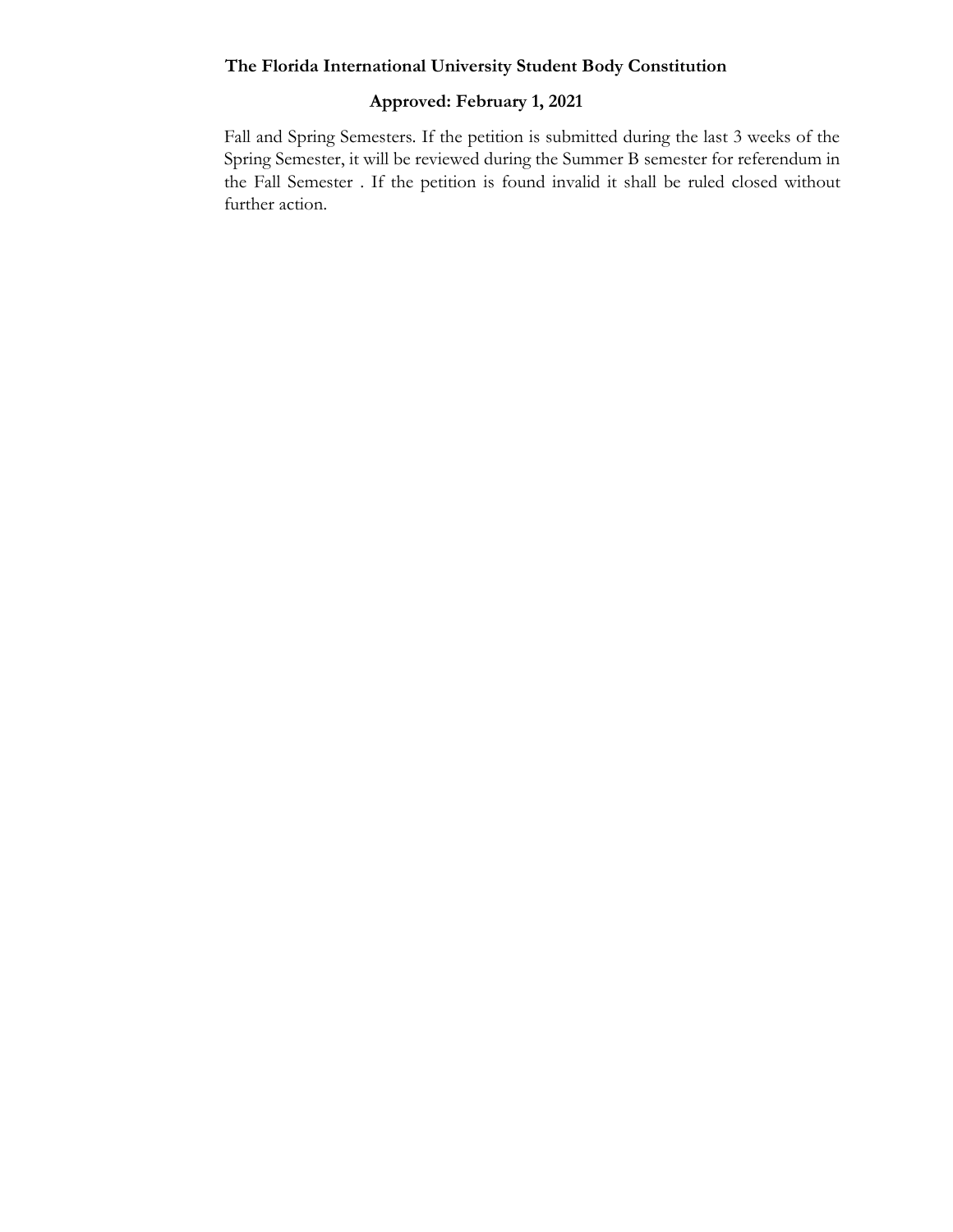Fall and Spring Semesters. If the petition is submitted during the last 3 weeks of the Spring Semester, it will be reviewed during the Summer B semester for referendum in the Fall Semester . If the petition is found invalid it shall be ruled closed without further action.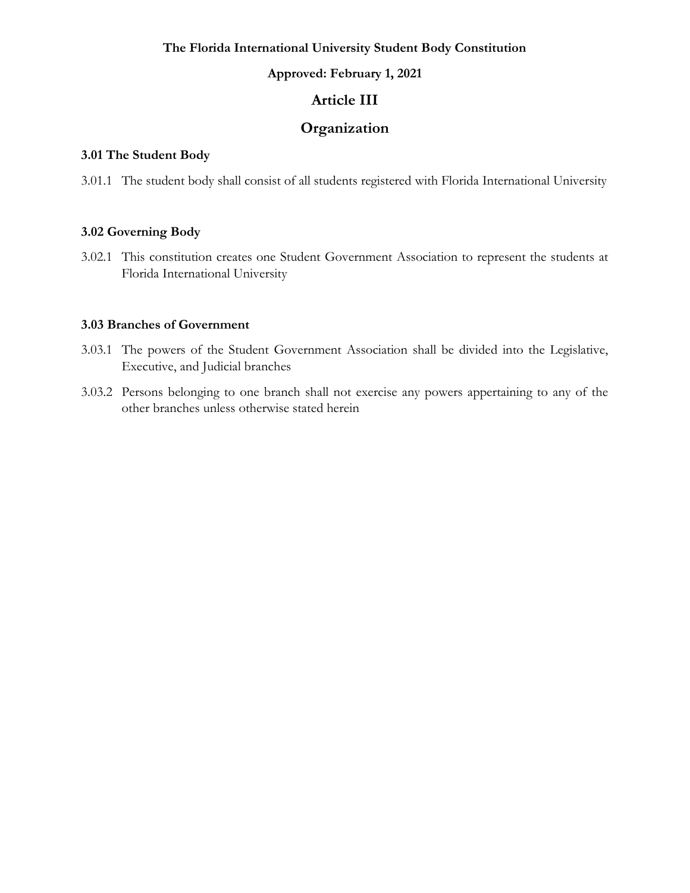**The Florida International University Student Body Constitution**

**Approved: February 1, 2021**

# Article III

# Organization

### 3.01 The Student Body

3.01.1 The student body shall consist of all students registered with Florida International University

### 3.02 Governing Body

3.02.1 This constitution creates one Student Government Association to represent the students at Florida International University

### 3.03 Branches of Government

3.03.1 The powers of the Student Government Association shall be divided into the Legislative, Executive, and Judicial branches

3.03.2 Persons belonging to one branch shall not exercise any powers appertaining to any of the other branches unless otherwise stated herein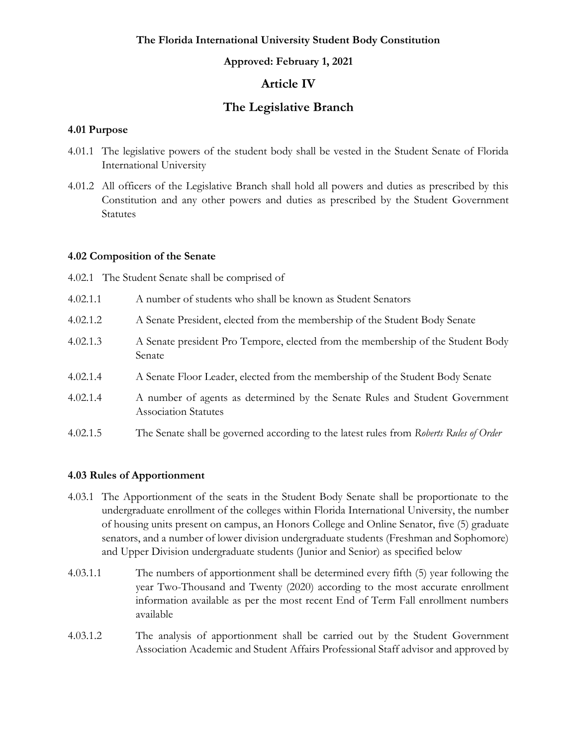**The Florida International University Student Body Constitution**

**Approved: February 1, 2021**

# Article IV

# The Legislative Branch

### 4.01 Purpose

4.01.1 The legislative powers of the student body shall be vested in the Student Senate of Florida International University

4.01.2 All officers of the Legislative Branch shall hold all powers and duties as prescribed by this Constitution and any other powers and duties as prescribed by the Student Government Statutes

### 4.02 Composition of the Senate

4.02.1 The Student Senate shall be comprised of

4.02.1.1 A number of students who shall be known as Student Senators

4.02.1.2 A Senate President, elected from the membership of the Student Body Senate

4.02.1.3 A Senate president Pro Tempore, elected from the membership of the Student Body Senate

4.02.1.4 A Senate Floor Leader, elected from the membership of the Student Body Senate

4.02.1.4 A number of agents as determined by the Senate Rules and Student Government Association Statutes

4.02.1.5 The Senate shall be governed according to the latest rules from *Roberts Rules of Order*

### 4.03 Rules of Apportionment

4.03.1 The Apportionment of the seats in the Student Body Senate shall be proportionate to the undergraduate enrollment of the colleges within Florida International University, the number of housing units present on campus, an Honors College and Online Senator, five (5) graduate senators, and a number of lower division undergraduate students (Freshman and Sophomore) and Upper Division undergraduate students (Junior and Senior) as specified below

4.03.1.1 The numbers of apportionment shall be determined every fifth (5) year following the year Two-Thousand and Twenty (2020) according to the most accurate enrollment information available as per the most recent End of Term Fall enrollment numbers available

4.03.1.2 The analysis of apportionment shall be carried out by the Student Government Association Academic and Student Affairs Professional Staff advisor and approved by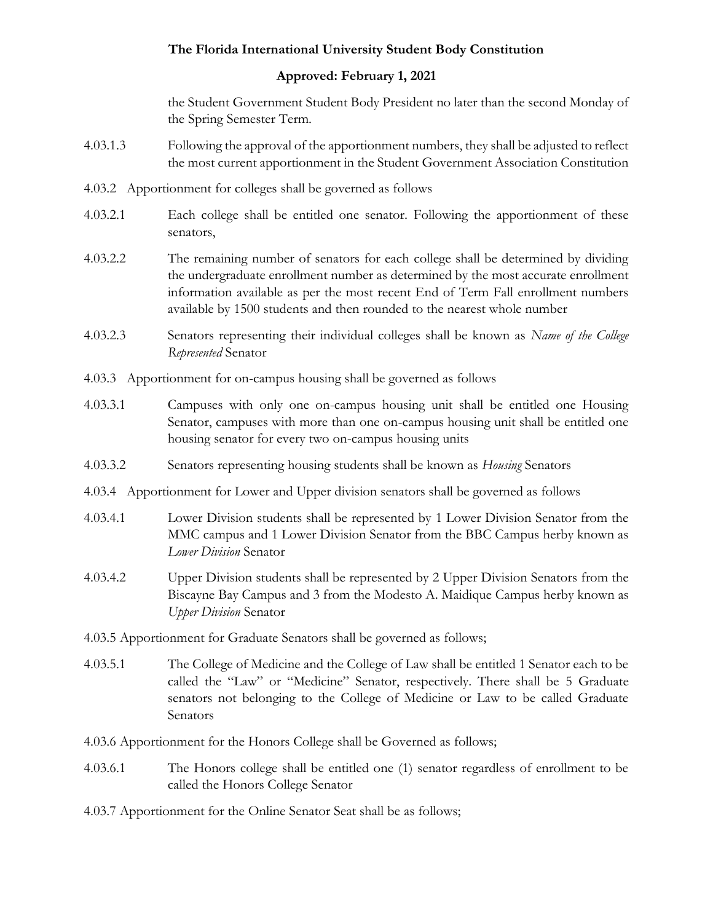the Student Government Student Body President no later than the second Monday of the Spring Semester Term.

4.03.1.3 Following the approval of the apportionment numbers, they shall be adjusted to reflect the most current apportionment in the Student Government Association Constitution

4.03.2 Apportionment for colleges shall be governed as follows

4.03.2.1 Each college shall be entitled one senator. Following the apportionment of these senators,

4.03.2.2 The remaining number of senators for each college shall be determined by dividing the undergraduate enrollment number as determined by the most accurate enrollment information available as per the most recent End of Term Fall enrollment numbers available by 1500 students and then rounded to the nearest whole number

4.03.2.3 Senators representing their individual colleges shall be known as *Name of the College Represented* Senator

4.03.3 Apportionment for on-campus housing shall be governed as follows

4.03.3.1 Campuses with only one on-campus housing unit shall be entitled one Housing Senator, campuses with more than one on-campus housing unit shall be entitled one housing senator for every two on-campus housing units

4.03.3.2 Senators representing housing students shall be known as *Housing* Senators

4.03.4 Apportionment for Lower and Upper division senators shall be governed as follows

4.03.4.1 Lower Division students shall be represented by 1 Lower Division Senator from the MMC campus and 1 Lower Division Senator from the BBC Campus herby known as *Lower Division* Senator

4.03.4.2 Upper Division students shall be represented by 2 Upper Division Senators from the Biscayne Bay Campus and 3 from the Modesto A. Maidique Campus herby known as *Upper Division* Senator

4.03.5 Apportionment for Graduate Senators shall be governed as follows;

4.03.5.1 The College of Medicine and the College of Law shall be entitled 1 Senator each to be called the "Law" or "Medicine" Senator, respectively. There shall be 5 Graduate senators not belonging to the College of Medicine or Law to be called Graduate Senators

4.03.6 Apportionment for the Honors College shall be Governed as follows;

4.03.6.1 The Honors college shall be entitled one (1) senator regardless of enrollment to be called the Honors College Senator

4.03.7 Apportionment for the Online Senator Seat shall be as follows;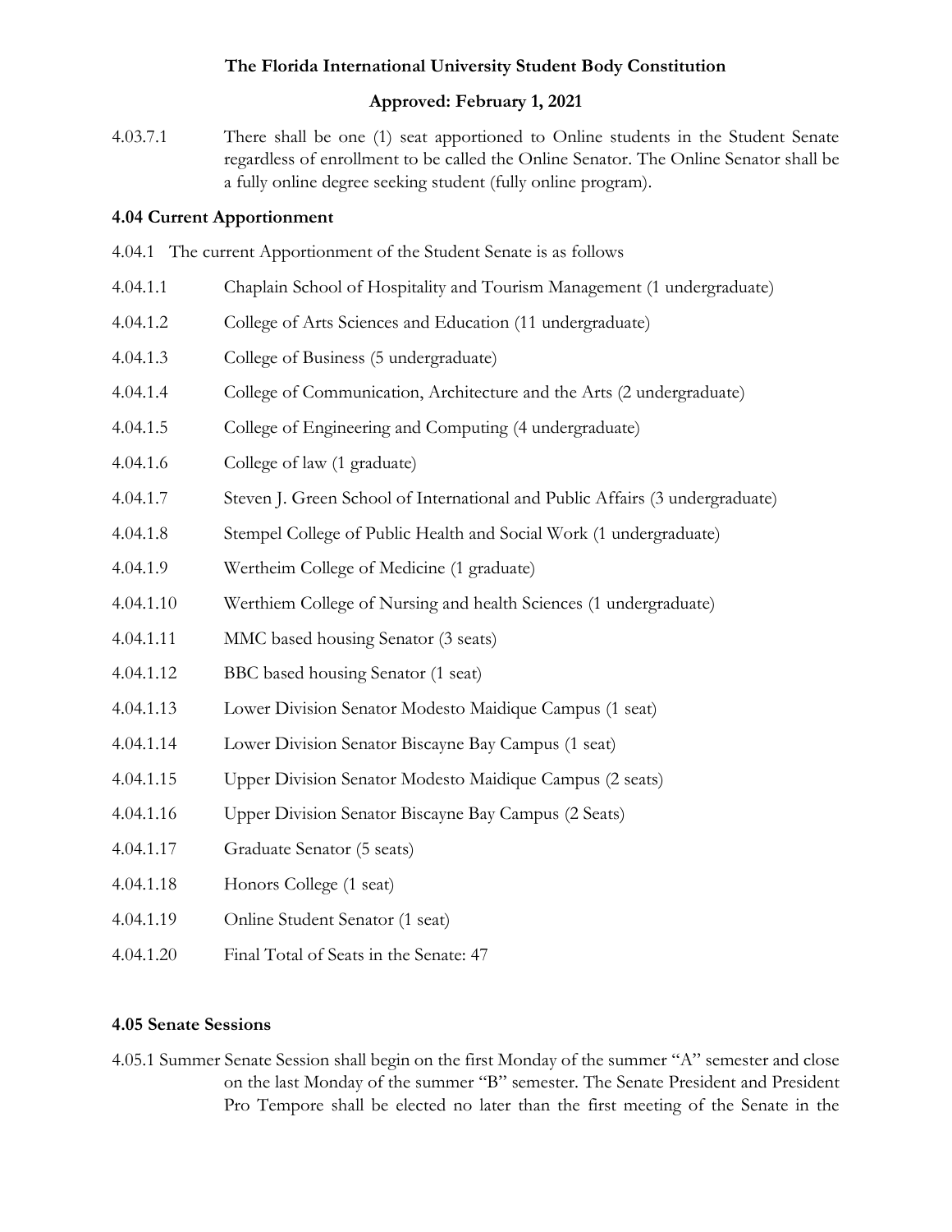4.03.7.1 There shall be one (1) seat apportioned to Online students in the Student Senate regardless of enrollment to be called the Online Senator. The Online Senator shall be a fully online degree seeking student (fully online program).

**4.04 Current Apportionment**

4.04.1 The current Apportionment of the Student Senate is as follows

4.04.1.1 Chaplain School of Hospitality and Tourism Management (1 undergraduate)

4.04.1.2 College of Arts Sciences and Education (11 undergraduate)

4.04.1.3 College of Business (5 undergraduate)

4.04.1.4 College of Communication, Architecture and the Arts (2 undergraduate)

4.04.1.5 College of Engineering and Computing (4 undergraduate)

4.04.1.6 College of law (1 graduate)

4.04.1.7 Steven J. Green School of International and Public Affairs (3 undergraduate)

4.04.1.8 Stempel College of Public Health and Social Work (1 undergraduate)

4.04.1.9 Wertheim College of Medicine (1 graduate)

4.04.1.10 Werthiem College of Nursing and health Sciences (1 undergraduate)

4.04.1.11 MMC based housing Senator (3 seats)

4.04.1.12 BBC based housing Senator (1 seat)

4.04.1.13 Lower Division Senator Modesto Maidique Campus (1 seat)

4.04.1.14 Lower Division Senator Biscayne Bay Campus (1 seat)

4.04.1.15 Upper Division Senator Modesto Maidique Campus (2 seats)

4.04.1.16 Upper Division Senator Biscayne Bay Campus (2 Seats)

4.04.1.17 Graduate Senator (5 seats)

4.04.1.18 Honors College (1 seat)

4.04.1.19 Online Student Senator (1 seat)

4.04.1.20 Final Total of Seats in the Senate: 47

**4.05 Senate Sessions**

4.05.1 Summer Senate Session shall begin on the first Monday of the summer "A" semester and close on the last Monday of the summer "B" semester. The Senate President and President Pro Tempore shall be elected no later than the first meeting of the Senate in the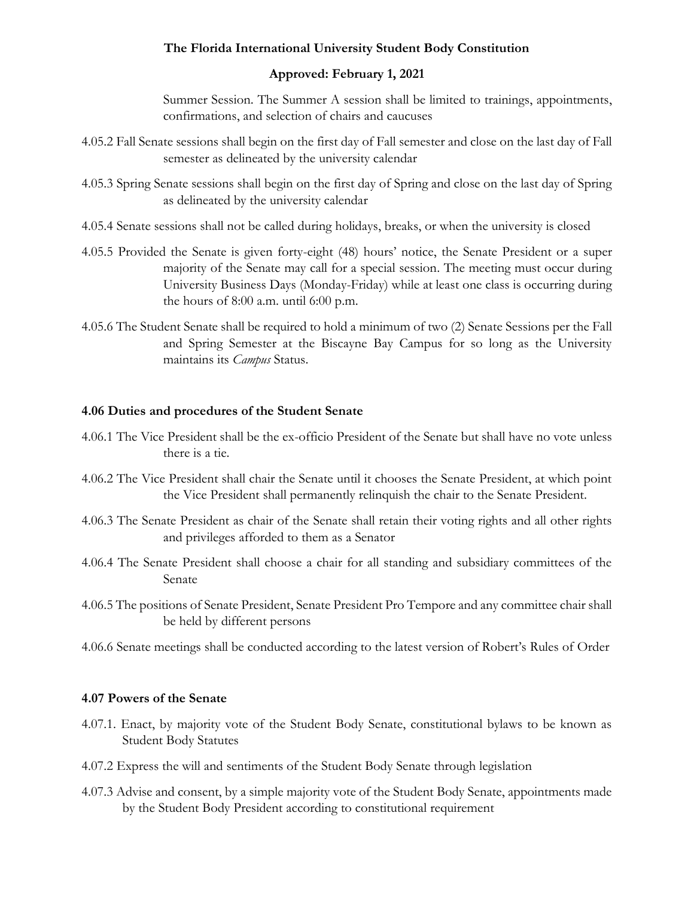Summer Session. The Summer A session shall be limited to trainings, appointments, confirmations, and selection of chairs and caucuses

4.05.2 Fall Senate sessions shall begin on the first day of Fall semester and close on the last day of Fall semester as delineated by the university calendar

4.05.3 Spring Senate sessions shall begin on the first day of Spring and close on the last day of Spring as delineated by the university calendar

4.05.4 Senate sessions shall not be called during holidays, breaks, or when the university is closed

4.05.5 Provided the Senate is given forty-eight (48) hours' notice, the Senate President or a super majority of the Senate may call for a special session. The meeting must occur during University Business Days (Monday-Friday) while at least one class is occurring during the hours of 8:00 a.m. until 6:00 p.m.

4.05.6 The Student Senate shall be required to hold a minimum of two (2) Senate Sessions per the Fall and Spring Semester at the Biscayne Bay Campus for so long as the University maintains its *Campus* Status.

### 4.06 Duties and procedures of the Student Senate

4.06.1 The Vice President shall be the ex-officio President of the Senate but shall have no vote unless there is a tie.

4.06.2 The Vice President shall chair the Senate until it chooses the Senate President, at which point the Vice President shall permanently relinquish the chair to the Senate President.

4.06.3 The Senate President as chair of the Senate shall retain their voting rights and all other rights and privileges afforded to them as a Senator

4.06.4 The Senate President shall choose a chair for all standing and subsidiary committees of the Senate

4.06.5 The positions of Senate President, Senate President Pro Tempore and any committee chair shall be held by different persons

4.06.6 Senate meetings shall be conducted according to the latest version of Robert's Rules of Order

### 4.07 Powers of the Senate

4.07.1. Enact, by majority vote of the Student Body Senate, constitutional bylaws to be known as Student Body Statutes

4.07.2 Express the will and sentiments of the Student Body Senate through legislation

4.07.3 Advise and consent, by a simple majority vote of the Student Body Senate, appointments made by the Student Body President according to constitutional requirement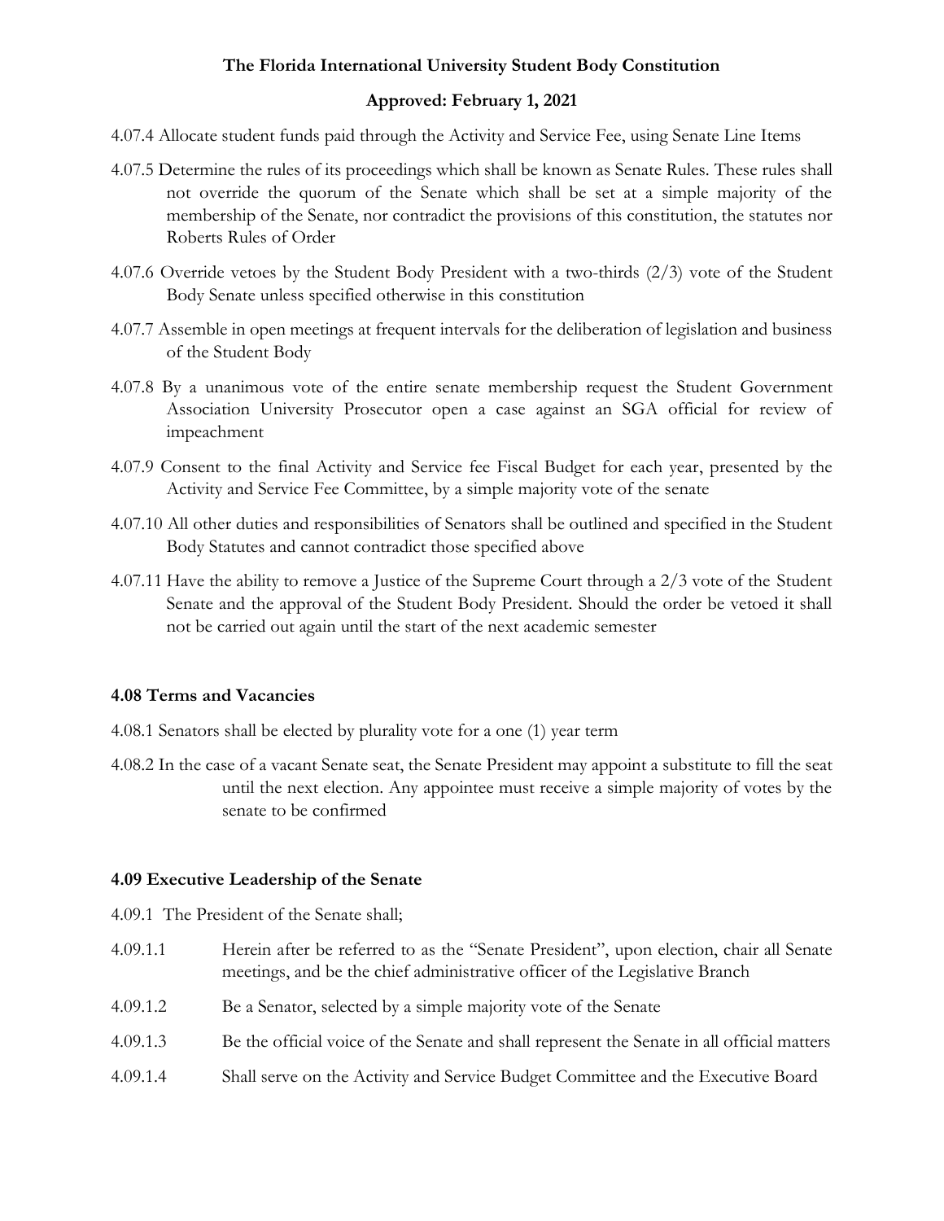4.07.4 Allocate student funds paid through the Activity and Service Fee, using Senate Line Items

4.07.5 Determine the rules of its proceedings which shall be known as Senate Rules. These rules shall not override the quorum of the Senate which shall be set at a simple majority of the membership of the Senate, nor contradict the provisions of this constitution, the statutes nor Roberts Rules of Order

4.07.6 Override vetoes by the Student Body President with a two-thirds (2/3) vote of the Student Body Senate unless specified otherwise in this constitution

4.07.7 Assemble in open meetings at frequent intervals for the deliberation of legislation and business of the Student Body

4.07.8 By a unanimous vote of the entire senate membership request the Student Government Association University Prosecutor open a case against an SGA official for review of impeachment

4.07.9 Consent to the final Activity and Service fee Fiscal Budget for each year, presented by the Activity and Service Fee Committee, by a simple majority vote of the senate

4.07.10 All other duties and responsibilities of Senators shall be outlined and specified in the Student Body Statutes and cannot contradict those specified above

4.07.11 Have the ability to remove a Justice of the Supreme Court through a 2/3 vote of the Student Senate and the approval of the Student Body President. Should the order be vetoed it shall not be carried out again until the start of the next academic semester

### 4.08 Terms and Vacancies

4.08.1 Senators shall be elected by plurality vote for a one (1) year term

4.08.2 In the case of a vacant Senate seat, the Senate President may appoint a substitute to fill the seat until the next election. Any appointee must receive a simple majority of votes by the senate to be confirmed

### 4.09 Executive Leadership of the Senate

4.09.1 The President of the Senate shall;

4.09.1.1 Herein after be referred to as the "Senate President", upon election, chair all Senate meetings, and be the chief administrative officer of the Legislative Branch

4.09.1.2 Be a Senator, selected by a simple majority vote of the Senate

4.09.1.3 Be the official voice of the Senate and shall represent the Senate in all official matters

4.09.1.4 Shall serve on the Activity and Service Budget Committee and the Executive Board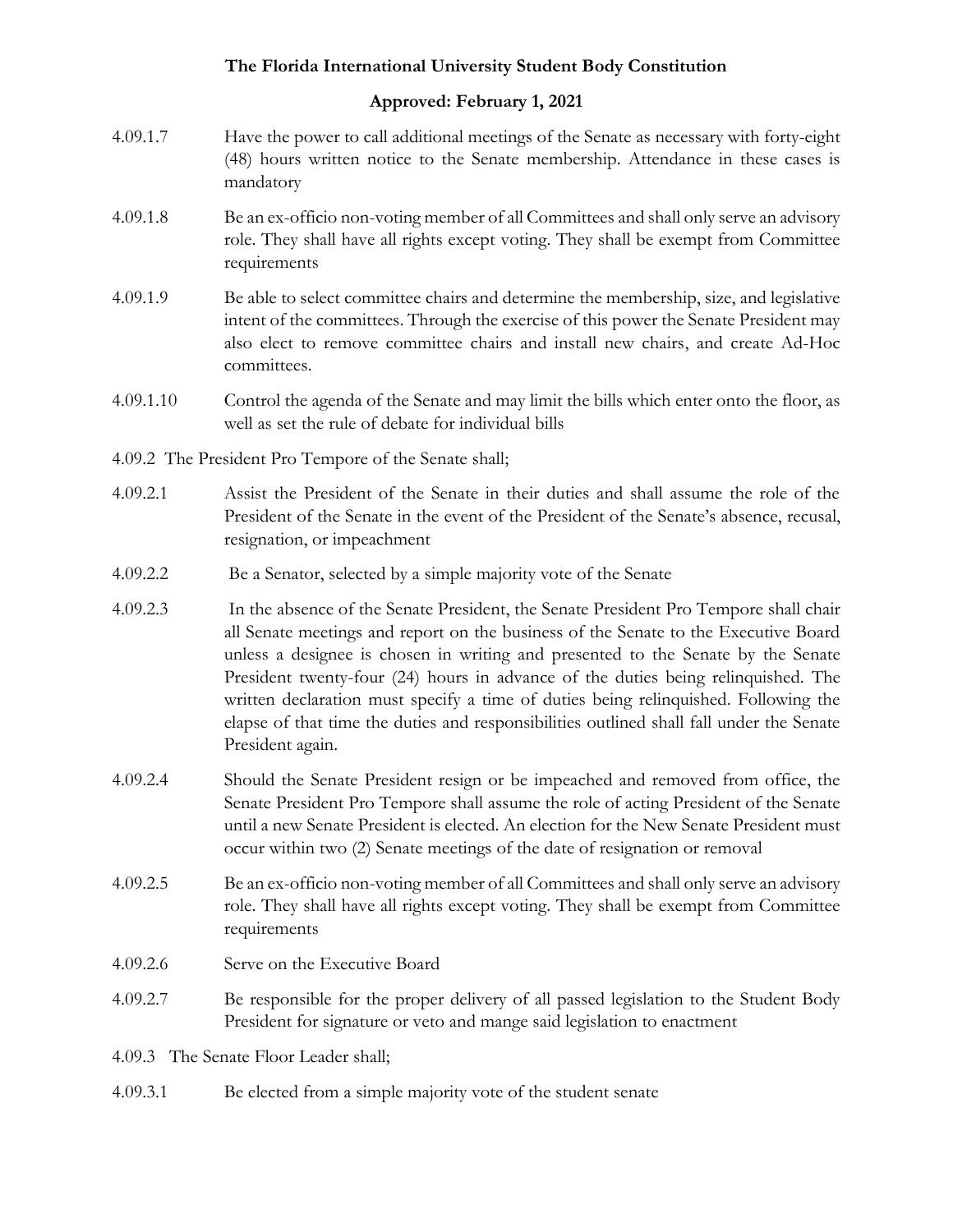4.09.1.7 Have the power to call additional meetings of the Senate as necessary with forty-eight (48) hours written notice to the Senate membership. Attendance in these cases is mandatory

4.09.1.8 Be an ex-officio non-voting member of all Committees and shall only serve an advisory role. They shall have all rights except voting. They shall be exempt from Committee requirements

4.09.1.9 Be able to select committee chairs and determine the membership, size, and legislative intent of the committees. Through the exercise of this power the Senate President may also elect to remove committee chairs and install new chairs, and create Ad-Hoc committees.

4.09.1.10 Control the agenda of the Senate and may limit the bills which enter onto the floor, as well as set the rule of debate for individual bills

4.09.2 The President Pro Tempore of the Senate shall;

4.09.2.1 Assist the President of the Senate in their duties and shall assume the role of the President of the Senate in the event of the President of the Senate's absence, recusal, resignation, or impeachment

4.09.2.2 Be a Senator, selected by a simple majority vote of the Senate

4.09.2.3 In the absence of the Senate President, the Senate President Pro Tempore shall chair all Senate meetings and report on the business of the Senate to the Executive Board unless a designee is chosen in writing and presented to the Senate by the Senate President twenty-four (24) hours in advance of the duties being relinquished. The written declaration must specify a time of duties being relinquished. Following the elapse of that time the duties and responsibilities outlined shall fall under the Senate President again.

4.09.2.4 Should the Senate President resign or be impeached and removed from office, the Senate President Pro Tempore shall assume the role of acting President of the Senate until a new Senate President is elected. An election for the New Senate President must occur within two (2) Senate meetings of the date of resignation or removal

4.09.2.5 Be an ex-officio non-voting member of all Committees and shall only serve an advisory role. They shall have all rights except voting. They shall be exempt from Committee requirements

4.09.2.6 Serve on the Executive Board

4.09.2.7 Be responsible for the proper delivery of all passed legislation to the Student Body President for signature or veto and mange said legislation to enactment

4.09.3 The Senate Floor Leader shall;

4.09.3.1 Be elected from a simple majority vote of the student senate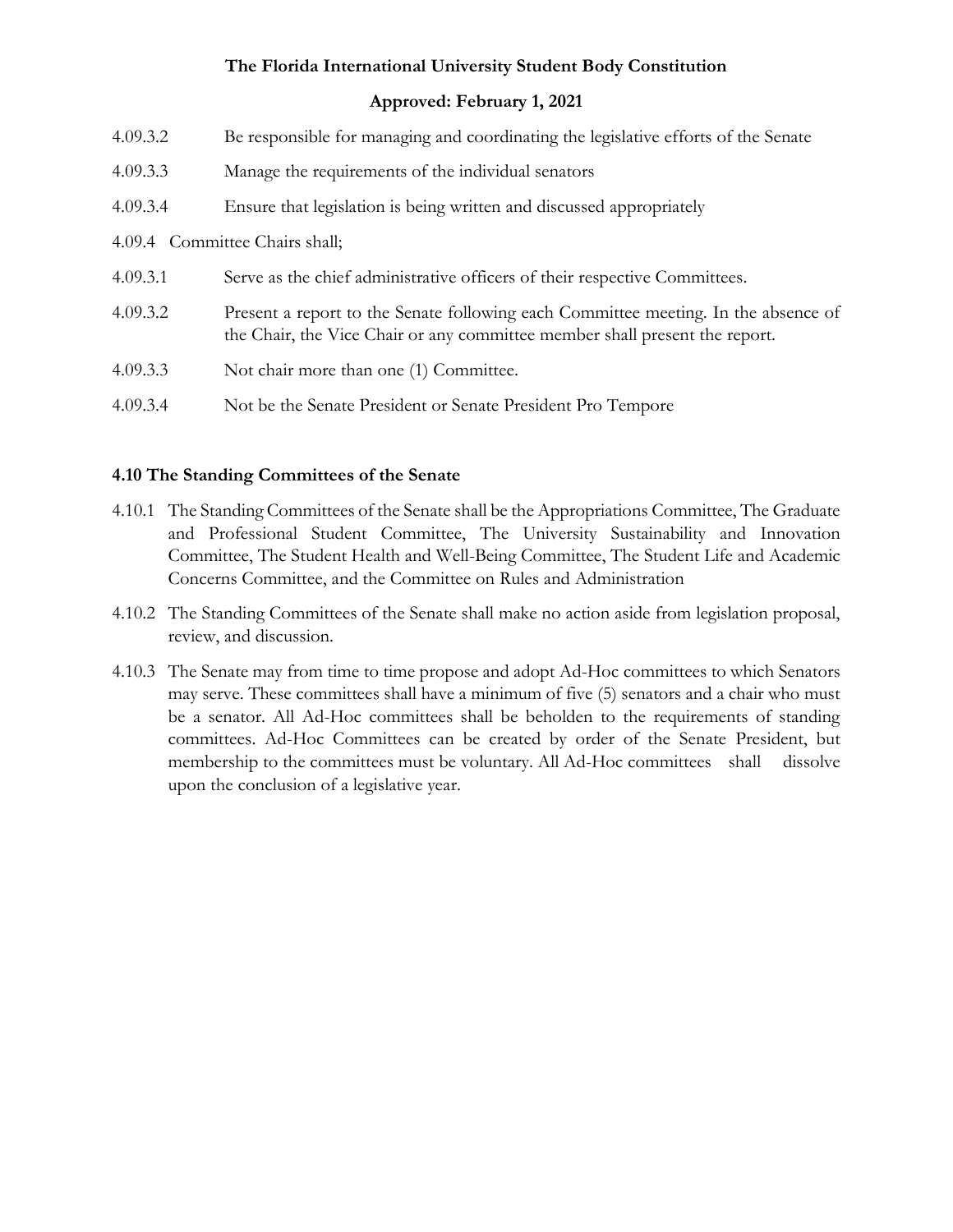4.09.3.2 Be responsible for managing and coordinating the legislative efforts of the Senate

4.09.3.3 Manage the requirements of the individual senators

4.09.3.4 Ensure that legislation is being written and discussed appropriately

4.09.4 Committee Chairs shall;

4.09.3.1 Serve as the chief administrative officers of their respective Committees.

4.09.3.2 Present a report to the Senate following each Committee meeting. In the absence of the Chair, the Vice Chair or any committee member shall present the report.

4.09.3.3 Not chair more than one (1) Committee.

4.09.3.4 Not be the Senate President or Senate President Pro Tempore

### 4.10 The Standing Committees of the Senate

4.10.1 The Standing Committees of the Senate shall be the Appropriations Committee, The Graduate and Professional Student Committee, The University Sustainability and Innovation Committee, The Student Health and Well-Being Committee, The Student Life and Academic Concerns Committee, and the Committee on Rules and Administration

4.10.2 The Standing Committees of the Senate shall make no action aside from legislation proposal, review, and discussion.

4.10.3 The Senate may from time to time propose and adopt Ad-Hoc committees to which Senators may serve. These committees shall have a minimum of five (5) senators and a chair who must be a senator. All Ad-Hoc committees shall be beholden to the requirements of standing committees. Ad-Hoc Committees can be created by order of the Senate President, but membership to the committees must be voluntary. All Ad-Hoc committees shall dissolve upon the conclusion of a legislative year.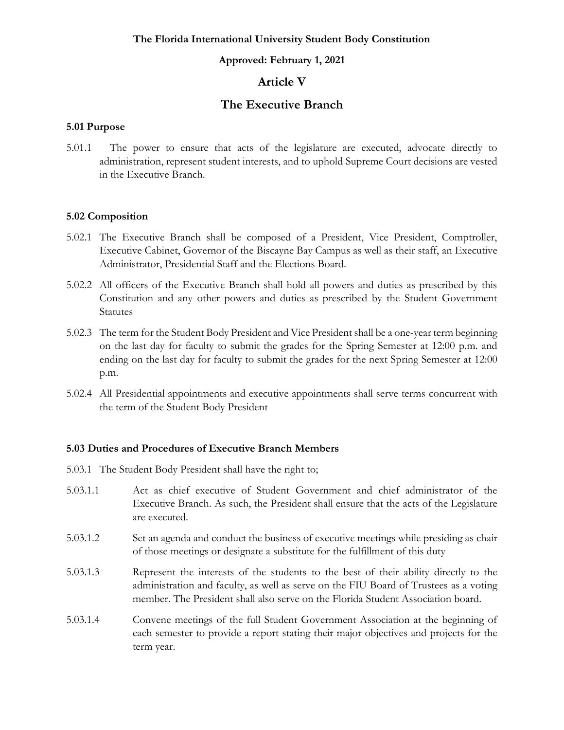**The Florida International University Student Body Constitution**

**Approved: February 1, 2021**

# Article V

# The Executive Branch

### 5.01 Purpose

5.01.1 The power to ensure that acts of the legislature are executed, advocate directly to administration, represent student interests, and to uphold Supreme Court decisions are vested in the Executive Branch.

### 5.02 Composition

5.02.1 The Executive Branch shall be composed of a President, Vice President, Comptroller, Executive Cabinet, Governor of the Biscayne Bay Campus as well as their staff, an Executive Administrator, Presidential Staff and the Elections Board.

5.02.2 All officers of the Executive Branch shall hold all powers and duties as prescribed by this Constitution and any other powers and duties as prescribed by the Student Government Statutes

5.02.3 The term for the Student Body President and Vice President shall be a one-year term beginning on the last day for faculty to submit the grades for the Spring Semester at 12:00 p.m. and ending on the last day for faculty to submit the grades for the next Spring Semester at 12:00 p.m.

5.02.4 All Presidential appointments and executive appointments shall serve terms concurrent with the term of the Student Body President

### 5.03 Duties and Procedures of Executive Branch Members

5.03.1 The Student Body President shall have the right to;

5.03.1.1 Act as chief executive of Student Government and chief administrator of the Executive Branch. As such, the President shall ensure that the acts of the Legislature are executed.

5.03.1.2 Set an agenda and conduct the business of executive meetings while presiding as chair of those meetings or designate a substitute for the fulfillment of this duty

5.03.1.3 Represent the interests of the students to the best of their ability directly to the administration and faculty, as well as serve on the FIU Board of Trustees as a voting member. The President shall also serve on the Florida Student Association board.

5.03.1.4 Convene meetings of the full Student Government Association at the beginning of each semester to provide a report stating their major objectives and projects for the term year.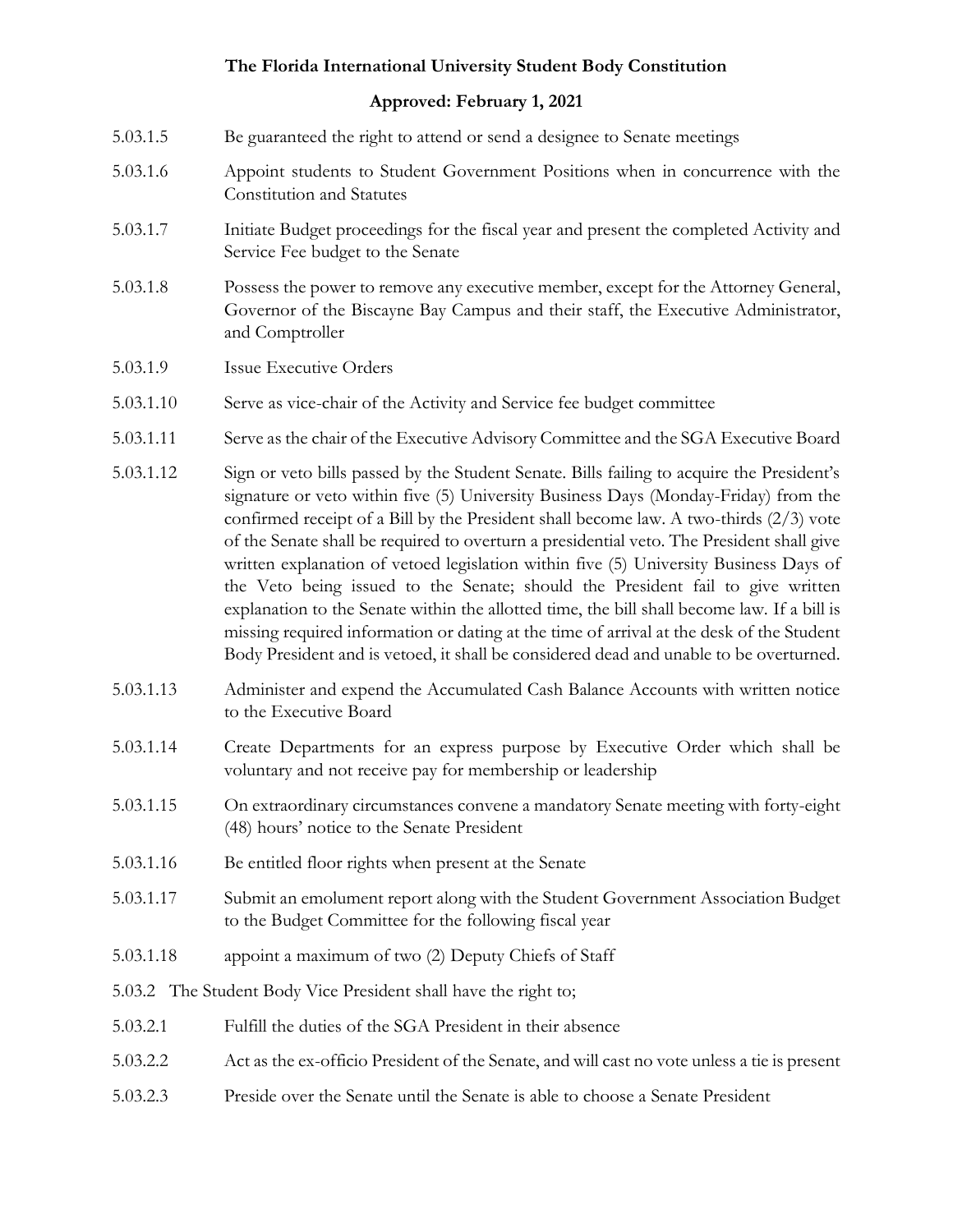5.03.1.5 Be guaranteed the right to attend or send a designee to Senate meetings

5.03.1.6 Appoint students to Student Government Positions when in concurrence with the Constitution and Statutes

5.03.1.7 Initiate Budget proceedings for the fiscal year and present the completed Activity and Service Fee budget to the Senate

5.03.1.8 Possess the power to remove any executive member, except for the Attorney General, Governor of the Biscayne Bay Campus and their staff, the Executive Administrator, and Comptroller

5.03.1.9 Issue Executive Orders

5.03.1.10 Serve as vice-chair of the Activity and Service fee budget committee

5.03.1.11 Serve as the chair of the Executive Advisory Committee and the SGA Executive Board

5.03.1.12 Sign or veto bills passed by the Student Senate. Bills failing to acquire the President's signature or veto within five (5) University Business Days (Monday-Friday) from the confirmed receipt of a Bill by the President shall become law. A two-thirds (2/3) vote of the Senate shall be required to overturn a presidential veto. The President shall give written explanation of vetoed legislation within five (5) University Business Days of the Veto being issued to the Senate; should the President fail to give written explanation to the Senate within the allotted time, the bill shall become law. If a bill is missing required information or dating at the time of arrival at the desk of the Student Body President and is vetoed, it shall be considered dead and unable to be overturned.

5.03.1.13 Administer and expend the Accumulated Cash Balance Accounts with written notice to the Executive Board

5.03.1.14 Create Departments for an express purpose by Executive Order which shall be voluntary and not receive pay for membership or leadership

5.03.1.15 On extraordinary circumstances convene a mandatory Senate meeting with forty-eight (48) hours' notice to the Senate President

5.03.1.16 Be entitled floor rights when present at the Senate

5.03.1.17 Submit an emolument report along with the Student Government Association Budget to the Budget Committee for the following fiscal year

5.03.1.18 appoint a maximum of two (2) Deputy Chiefs of Staff

5.03.2 The Student Body Vice President shall have the right to;

5.03.2.1 Fulfill the duties of the SGA President in their absence

5.03.2.2 Act as the ex-officio President of the Senate, and will cast no vote unless a tie is present

5.03.2.3 Preside over the Senate until the Senate is able to choose a Senate President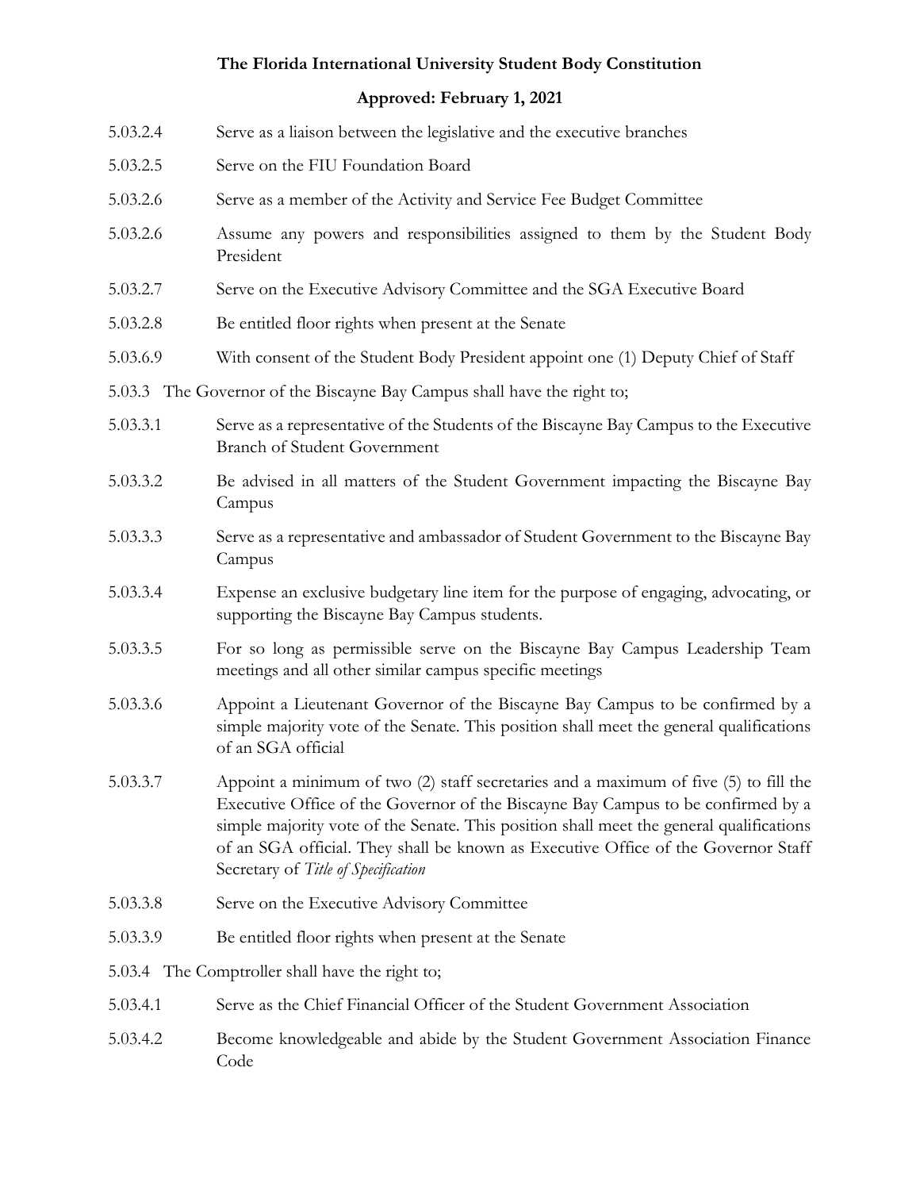5.03.2.4 Serve as a liaison between the legislative and the executive branches

5.03.2.5 Serve on the FIU Foundation Board

5.03.2.6 Serve as a member of the Activity and Service Fee Budget Committee

5.03.2.6 Assume any powers and responsibilities assigned to them by the Student Body President

5.03.2.7 Serve on the Executive Advisory Committee and the SGA Executive Board

5.03.2.8 Be entitled floor rights when present at the Senate

5.03.6.9 With consent of the Student Body President appoint one (1) Deputy Chief of Staff

5.03.3 The Governor of the Biscayne Bay Campus shall have the right to;

5.03.3.1 Serve as a representative of the Students of the Biscayne Bay Campus to the Executive Branch of Student Government

5.03.3.2 Be advised in all matters of the Student Government impacting the Biscayne Bay Campus

5.03.3.3 Serve as a representative and ambassador of Student Government to the Biscayne Bay Campus

5.03.3.4 Expense an exclusive budgetary line item for the purpose of engaging, advocating, or supporting the Biscayne Bay Campus students.

5.03.3.5 For so long as permissible serve on the Biscayne Bay Campus Leadership Team meetings and all other similar campus specific meetings

5.03.3.6 Appoint a Lieutenant Governor of the Biscayne Bay Campus to be confirmed by a simple majority vote of the Senate. This position shall meet the general qualifications of an SGA official

5.03.3.7 Appoint a minimum of two (2) staff secretaries and a maximum of five (5) to fill the Executive Office of the Governor of the Biscayne Bay Campus to be confirmed by a simple majority vote of the Senate. This position shall meet the general qualifications of an SGA official. They shall be known as Executive Office of the Governor Staff Secretary of *Title of Specification*

5.03.3.8 Serve on the Executive Advisory Committee

5.03.3.9 Be entitled floor rights when present at the Senate

5.03.4 The Comptroller shall have the right to;

5.03.4.1 Serve as the Chief Financial Officer of the Student Government Association

5.03.4.2 Become knowledgeable and abide by the Student Government Association Finance Code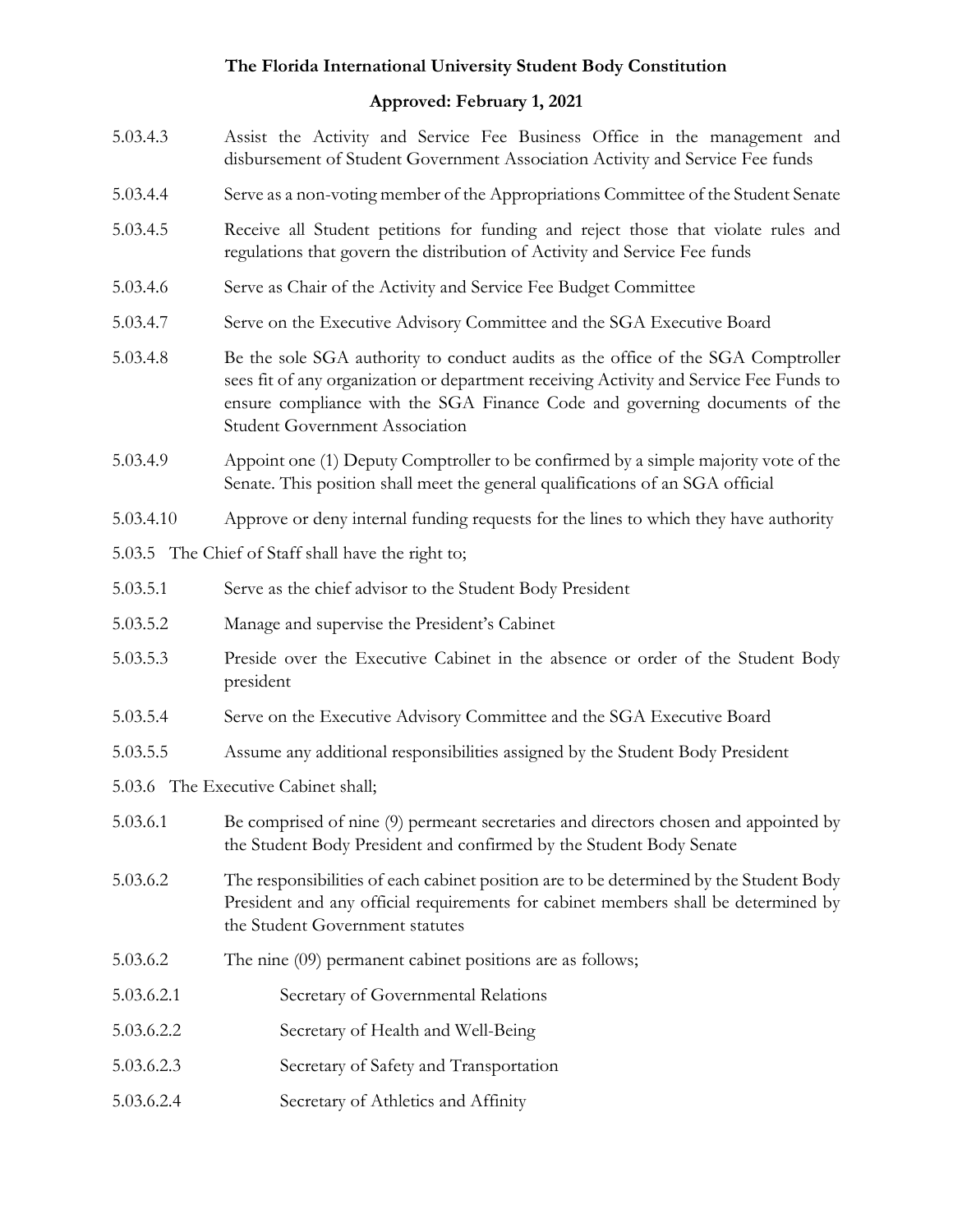5.03.4.3 Assist the Activity and Service Fee Business Office in the management and disbursement of Student Government Association Activity and Service Fee funds

5.03.4.4 Serve as a non-voting member of the Appropriations Committee of the Student Senate

5.03.4.5 Receive all Student petitions for funding and reject those that violate rules and regulations that govern the distribution of Activity and Service Fee funds

5.03.4.6 Serve as Chair of the Activity and Service Fee Budget Committee

5.03.4.7 Serve on the Executive Advisory Committee and the SGA Executive Board

5.03.4.8 Be the sole SGA authority to conduct audits as the office of the SGA Comptroller sees fit of any organization or department receiving Activity and Service Fee Funds to ensure compliance with the SGA Finance Code and governing documents of the Student Government Association

5.03.4.9 Appoint one (1) Deputy Comptroller to be confirmed by a simple majority vote of the Senate. This position shall meet the general qualifications of an SGA official

5.03.4.10 Approve or deny internal funding requests for the lines to which they have authority

5.03.5 The Chief of Staff shall have the right to;

5.03.5.1 Serve as the chief advisor to the Student Body President

5.03.5.2 Manage and supervise the President's Cabinet

5.03.5.3 Preside over the Executive Cabinet in the absence or order of the Student Body president

5.03.5.4 Serve on the Executive Advisory Committee and the SGA Executive Board

5.03.5.5 Assume any additional responsibilities assigned by the Student Body President

5.03.6 The Executive Cabinet shall;

5.03.6.1 Be comprised of nine (9) permeant secretaries and directors chosen and appointed by the Student Body President and confirmed by the Student Body Senate

5.03.6.2 The responsibilities of each cabinet position are to be determined by the Student Body President and any official requirements for cabinet members shall be determined by the Student Government statutes

5.03.6.2 The nine (09) permanent cabinet positions are as follows;

5.03.6.2.1 Secretary of Governmental Relations

5.03.6.2.2 Secretary of Health and Well-Being

5.03.6.2.3 Secretary of Safety and Transportation

5.03.6.2.4 Secretary of Athletics and Affinity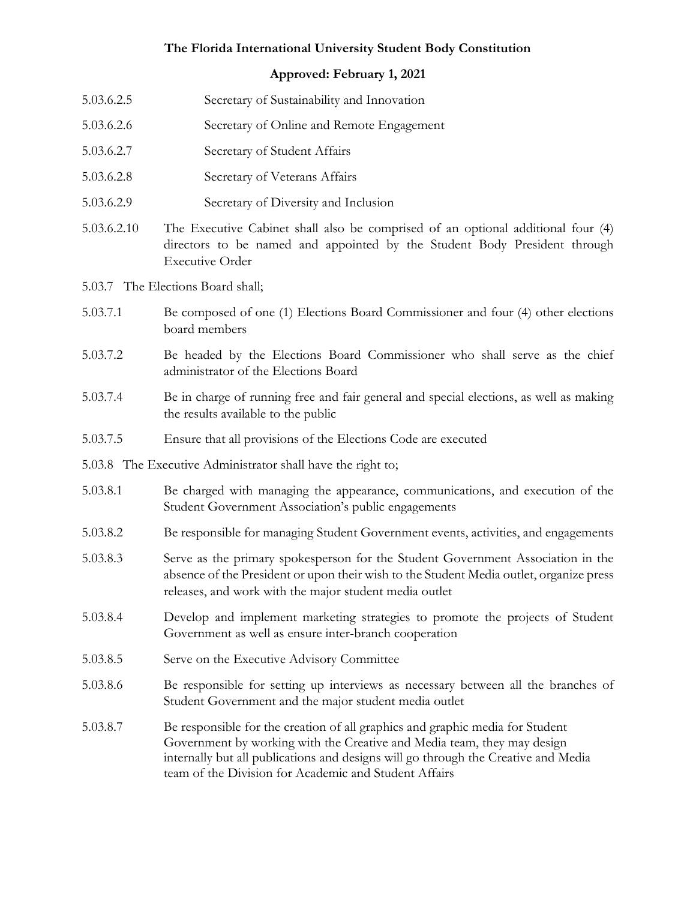5.03.6.2.5 Secretary of Sustainability and Innovation

5.03.6.2.6 Secretary of Online and Remote Engagement

5.03.6.2.7 Secretary of Student Affairs

5.03.6.2.8 Secretary of Veterans Affairs

5.03.6.2.9 Secretary of Diversity and Inclusion

5.03.6.2.10 The Executive Cabinet shall also be comprised of an optional additional four (4) directors to be named and appointed by the Student Body President through Executive Order

5.03.7 The Elections Board shall;

5.03.7.1 Be composed of one (1) Elections Board Commissioner and four (4) other elections board members

5.03.7.2 Be headed by the Elections Board Commissioner who shall serve as the chief administrator of the Elections Board

5.03.7.4 Be in charge of running free and fair general and special elections, as well as making the results available to the public

5.03.7.5 Ensure that all provisions of the Elections Code are executed

5.03.8 The Executive Administrator shall have the right to;

5.03.8.1 Be charged with managing the appearance, communications, and execution of the Student Government Association's public engagements

5.03.8.2 Be responsible for managing Student Government events, activities, and engagements

5.03.8.3 Serve as the primary spokesperson for the Student Government Association in the absence of the President or upon their wish to the Student Media outlet, organize press releases, and work with the major student media outlet

5.03.8.4 Develop and implement marketing strategies to promote the projects of Student Government as well as ensure inter-branch cooperation

5.03.8.5 Serve on the Executive Advisory Committee

5.03.8.6 Be responsible for setting up interviews as necessary between all the branches of Student Government and the major student media outlet

5.03.8.7 Be responsible for the creation of all graphics and graphic media for Student Government by working with the Creative and Media team, they may design internally but all publications and designs will go through the Creative and Media team of the Division for Academic and Student Affairs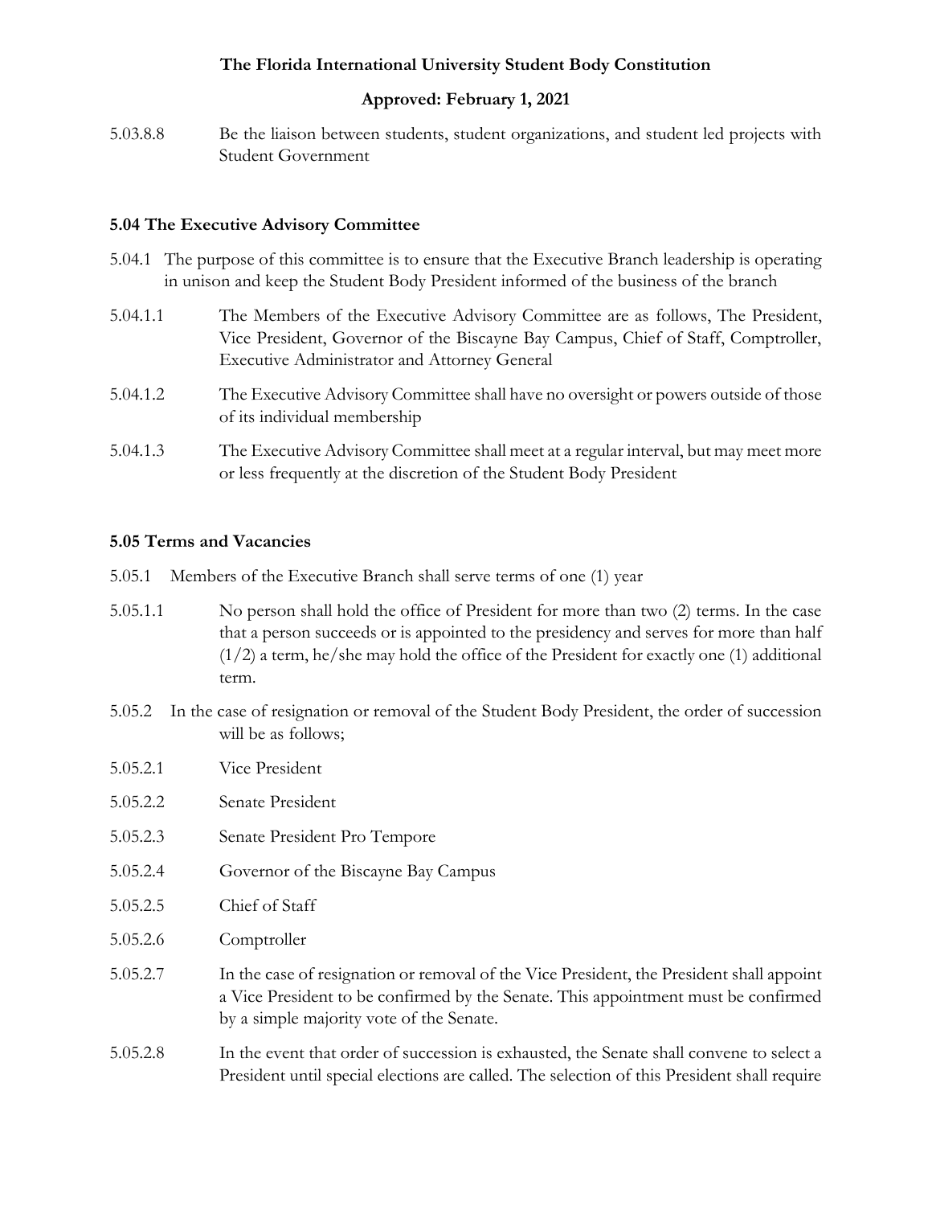5.03.8.8 Be the liaison between students, student organizations, and student led projects with Student Government

**5.04 The Executive Advisory Committee**

5.04.1 The purpose of this committee is to ensure that the Executive Branch leadership is operating in unison and keep the Student Body President informed of the business of the branch

5.04.1.1 The Members of the Executive Advisory Committee are as follows, The President, Vice President, Governor of the Biscayne Bay Campus, Chief of Staff, Comptroller, Executive Administrator and Attorney General

5.04.1.2 The Executive Advisory Committee shall have no oversight or powers outside of those of its individual membership

5.04.1.3 The Executive Advisory Committee shall meet at a regular interval, but may meet more or less frequently at the discretion of the Student Body President

**5.05 Terms and Vacancies**

5.05.1 Members of the Executive Branch shall serve terms of one (1) year

5.05.1.1 No person shall hold the office of President for more than two (2) terms. In the case that a person succeeds or is appointed to the presidency and serves for more than half (1/2) a term, he/she may hold the office of the President for exactly one (1) additional term.

5.05.2 In the case of resignation or removal of the Student Body President, the order of succession will be as follows;

5.05.2.1 Vice President

5.05.2.2 Senate President

5.05.2.3 Senate President Pro Tempore

5.05.2.4 Governor of the Biscayne Bay Campus

5.05.2.5 Chief of Staff

5.05.2.6 Comptroller

5.05.2.7 In the case of resignation or removal of the Vice President, the President shall appoint a Vice President to be confirmed by the Senate. This appointment must be confirmed by a simple majority vote of the Senate.

5.05.2.8 In the event that order of succession is exhausted, the Senate shall convene to select a President until special elections are called. The selection of this President shall require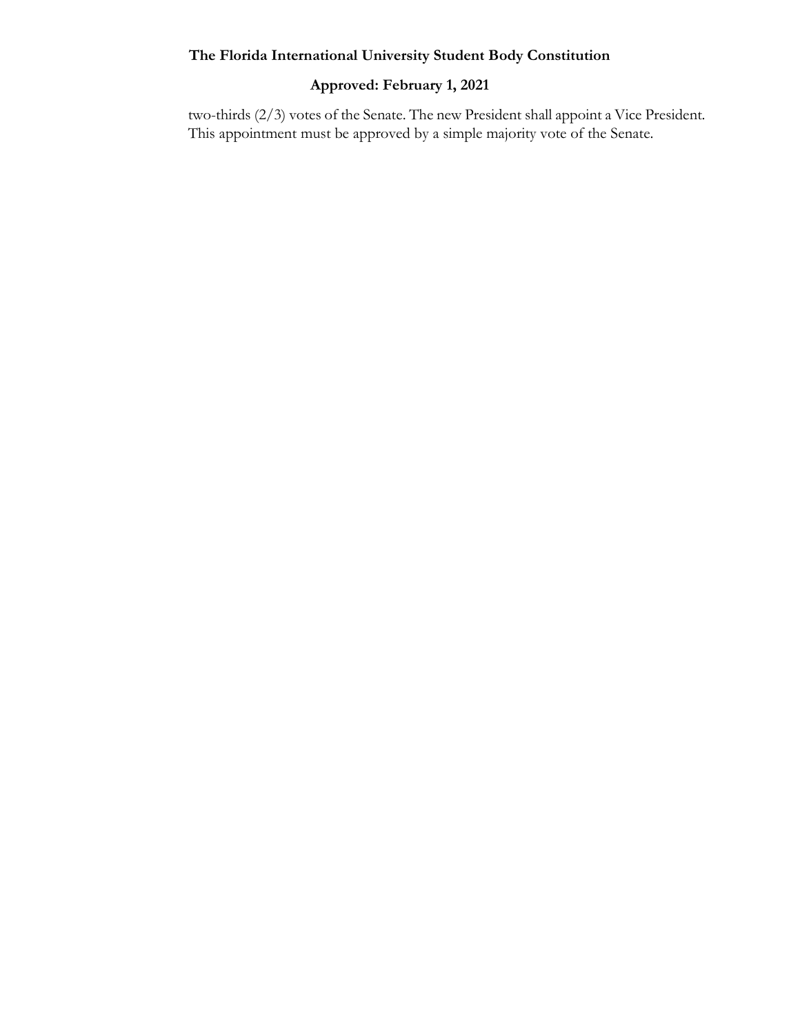two-thirds (2/3) votes of the Senate. The new President shall appoint a Vice President. This appointment must be approved by a simple majority vote of the Senate.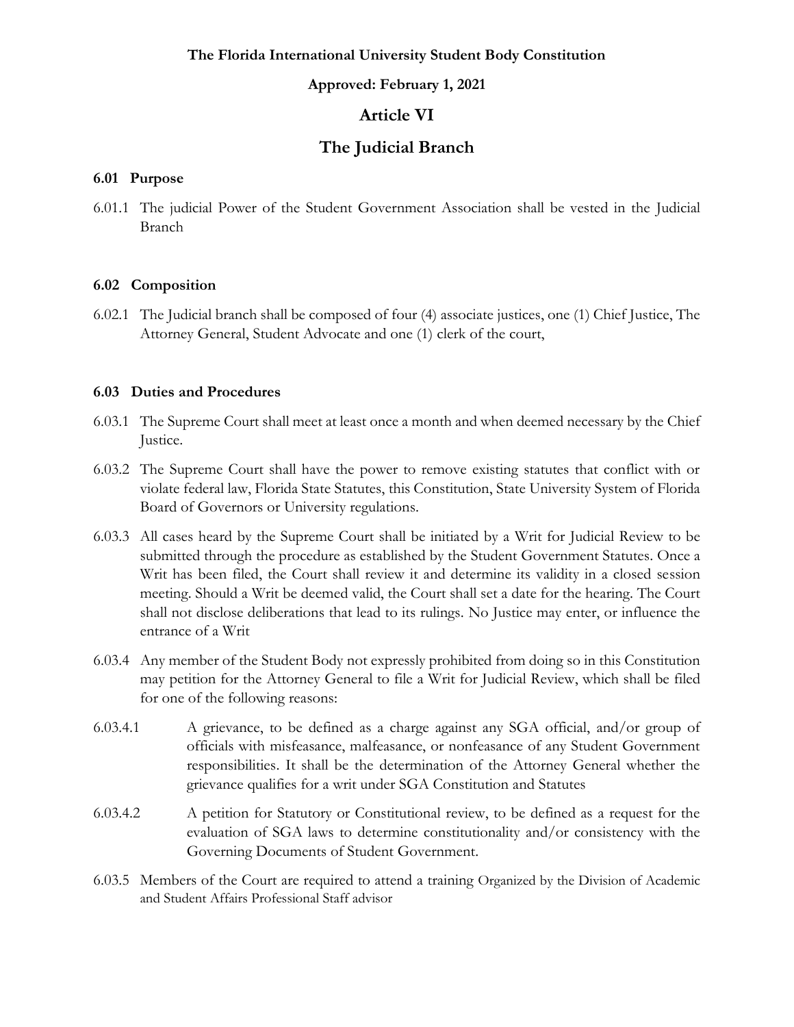**The Florida International University Student Body Constitution**

**Approved: February 1, 2021**

# Article VI

# The Judicial Branch

### 6.01 Purpose

6.01.1 The judicial Power of the Student Government Association shall be vested in the Judicial Branch

### 6.02 Composition

6.02.1 The Judicial branch shall be composed of four (4) associate justices, one (1) Chief Justice, The Attorney General, Student Advocate and one (1) clerk of the court,

### 6.03 Duties and Procedures

6.03.1 The Supreme Court shall meet at least once a month and when deemed necessary by the Chief Justice.

6.03.2 The Supreme Court shall have the power to remove existing statutes that conflict with or violate federal law, Florida State Statutes, this Constitution, State University System of Florida Board of Governors or University regulations.

6.03.3 All cases heard by the Supreme Court shall be initiated by a Writ for Judicial Review to be submitted through the procedure as established by the Student Government Statutes. Once a Writ has been filed, the Court shall review it and determine its validity in a closed session meeting. Should a Writ be deemed valid, the Court shall set a date for the hearing. The Court shall not disclose deliberations that lead to its rulings. No Justice may enter, or influence the entrance of a Writ

6.03.4 Any member of the Student Body not expressly prohibited from doing so in this Constitution may petition for the Attorney General to file a Writ for Judicial Review, which shall be filed for one of the following reasons:

6.03.4.1 A grievance, to be defined as a charge against any SGA official, and/or group of officials with misfeasance, malfeasance, or nonfeasance of any Student Government responsibilities. It shall be the determination of the Attorney General whether the grievance qualifies for a writ under SGA Constitution and Statutes

6.03.4.2 A petition for Statutory or Constitutional review, to be defined as a request for the evaluation of SGA laws to determine constitutionality and/or consistency with the Governing Documents of Student Government.

6.03.5 Members of the Court are required to attend a training Organized by the Division of Academic and Student Affairs Professional Staff advisor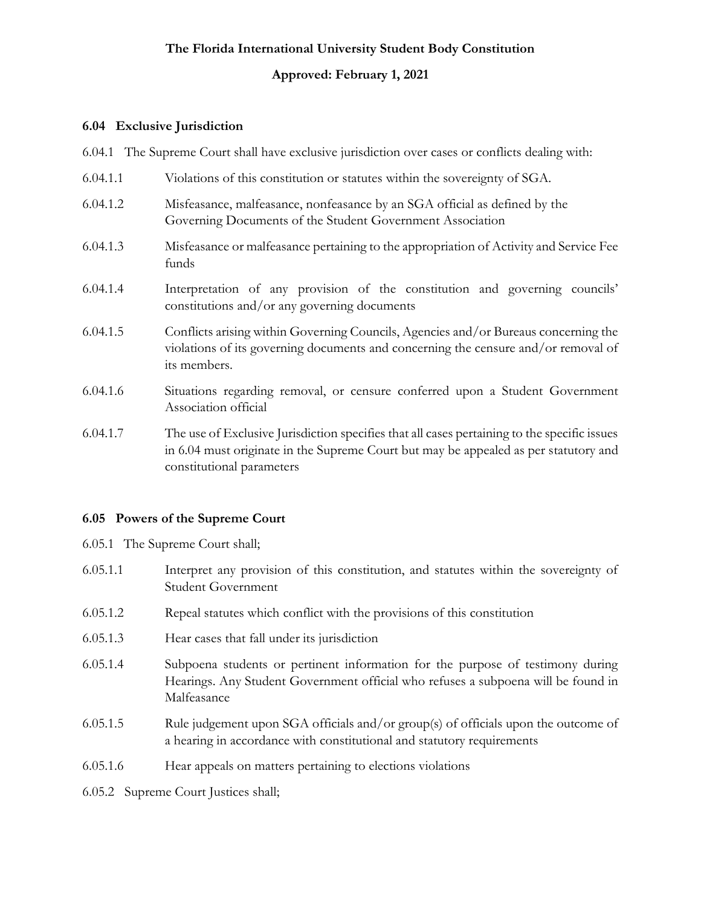## 6.04 Exclusive Jurisdiction

6.04.1 The Supreme Court shall have exclusive jurisdiction over cases or conflicts dealing with:

6.04.1.1 Violations of this constitution or statutes within the sovereignty of SGA.

6.04.1.2 Misfeasance, malfeasance, nonfeasance by an SGA official as defined by the Governing Documents of the Student Government Association

6.04.1.3 Misfeasance or malfeasance pertaining to the appropriation of Activity and Service Fee funds

6.04.1.4 Interpretation of any provision of the constitution and governing councils' constitutions and/or any governing documents

6.04.1.5 Conflicts arising within Governing Councils, Agencies and/or Bureaus concerning the violations of its governing documents and concerning the censure and/or removal of its members.

6.04.1.6 Situations regarding removal, or censure conferred upon a Student Government Association official

6.04.1.7 The use of Exclusive Jurisdiction specifies that all cases pertaining to the specific issues in 6.04 must originate in the Supreme Court but may be appealed as per statutory and constitutional parameters

## 6.05 Powers of the Supreme Court

6.05.1 The Supreme Court shall;

6.05.1.1 Interpret any provision of this constitution, and statutes within the sovereignty of Student Government

6.05.1.2 Repeal statutes which conflict with the provisions of this constitution

6.05.1.3 Hear cases that fall under its jurisdiction

6.05.1.4 Subpoena students or pertinent information for the purpose of testimony during Hearings. Any Student Government official who refuses a subpoena will be found in Malfeasance

6.05.1.5 Rule judgement upon SGA officials and/or group(s) of officials upon the outcome of a hearing in accordance with constitutional and statutory requirements

6.05.1.6 Hear appeals on matters pertaining to elections violations

6.05.2 Supreme Court Justices shall;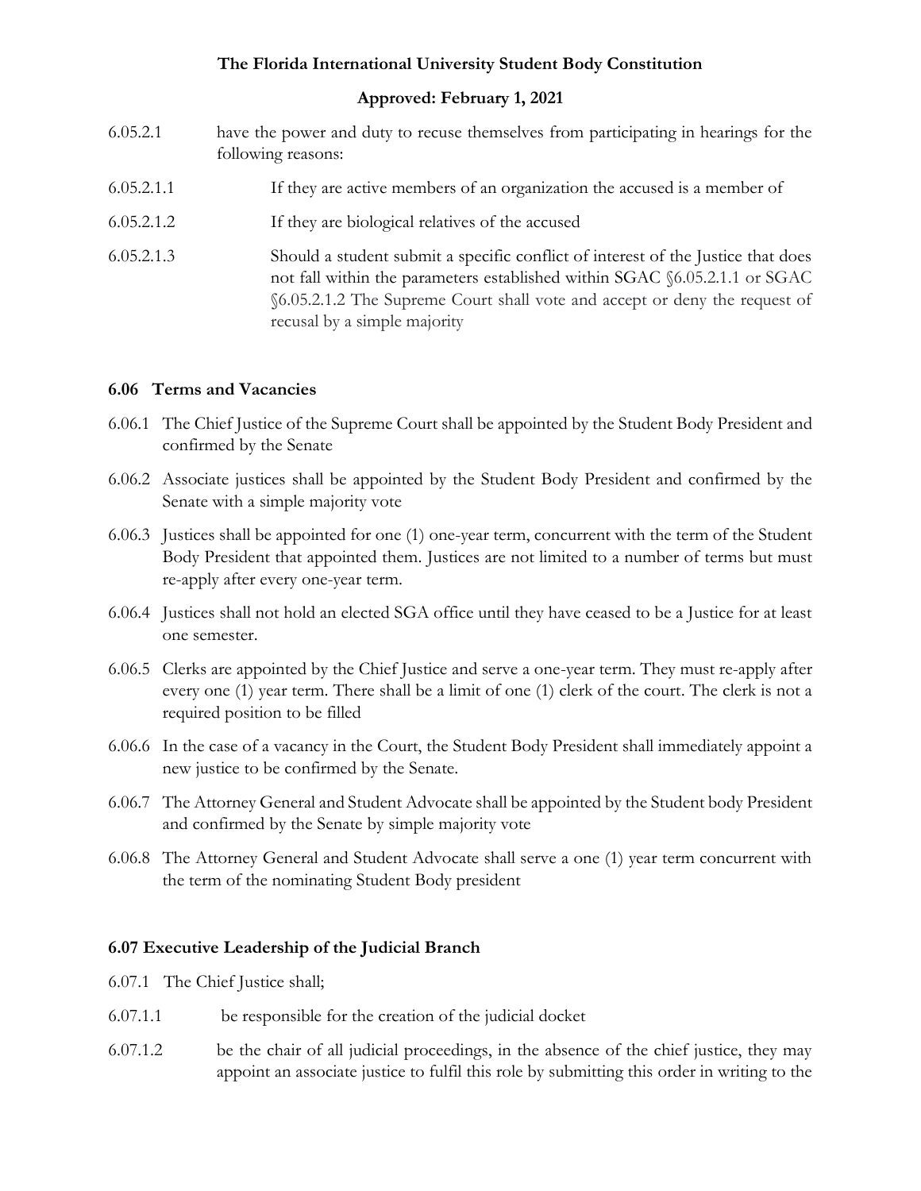6.05.2.1 have the power and duty to recuse themselves from participating in hearings for the following reasons:

6.05.2.1.1 If they are active members of an organization the accused is a member of

6.05.2.1.2 If they are biological relatives of the accused

6.05.2.1.3 Should a student submit a specific conflict of interest of the Justice that does not fall within the parameters established within SGAC §6.05.2.1.1 or SGAC §6.05.2.1.2 The Supreme Court shall vote and accept or deny the request of recusal by a simple majority

### 6.06 Terms and Vacancies

6.06.1 The Chief Justice of the Supreme Court shall be appointed by the Student Body President and confirmed by the Senate

6.06.2 Associate justices shall be appointed by the Student Body President and confirmed by the Senate with a simple majority vote

6.06.3 Justices shall be appointed for one (1) one-year term, concurrent with the term of the Student Body President that appointed them. Justices are not limited to a number of terms but must re-apply after every one-year term.

6.06.4 Justices shall not hold an elected SGA office until they have ceased to be a Justice for at least one semester.

6.06.5 Clerks are appointed by the Chief Justice and serve a one-year term. They must re-apply after every one (1) year term. There shall be a limit of one (1) clerk of the court. The clerk is not a required position to be filled

6.06.6 In the case of a vacancy in the Court, the Student Body President shall immediately appoint a new justice to be confirmed by the Senate.

6.06.7 The Attorney General and Student Advocate shall be appointed by the Student body President and confirmed by the Senate by simple majority vote

6.06.8 The Attorney General and Student Advocate shall serve a one (1) year term concurrent with the term of the nominating Student Body president

### 6.07 Executive Leadership of the Judicial Branch

6.07.1 The Chief Justice shall;

6.07.1.1 be responsible for the creation of the judicial docket

6.07.1.2 be the chair of all judicial proceedings, in the absence of the chief justice, they may appoint an associate justice to fulfil this role by submitting this order in writing to the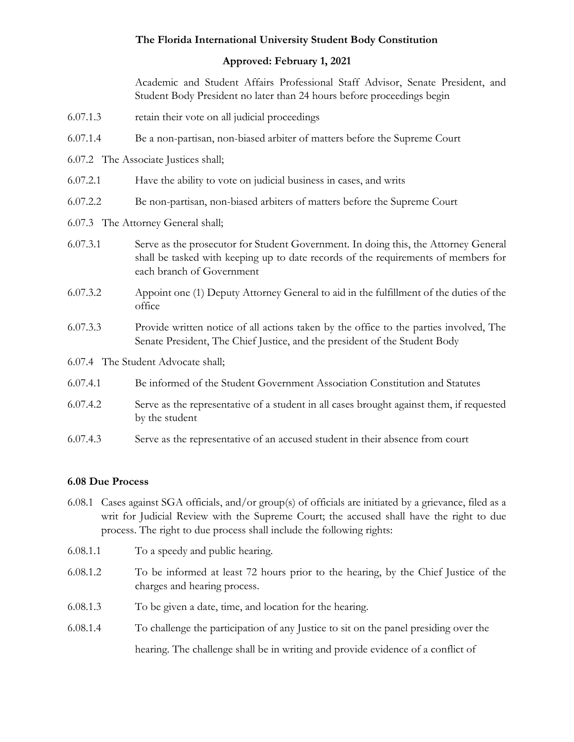Academic and Student Affairs Professional Staff Advisor, Senate President, and Student Body President no later than 24 hours before proceedings begin

6.07.1.3 retain their vote on all judicial proceedings

6.07.1.4 Be a non-partisan, non-biased arbiter of matters before the Supreme Court

6.07.2 The Associate Justices shall;

6.07.2.1 Have the ability to vote on judicial business in cases, and writs

6.07.2.2 Be non-partisan, non-biased arbiters of matters before the Supreme Court

6.07.3 The Attorney General shall;

6.07.3.1 Serve as the prosecutor for Student Government. In doing this, the Attorney General shall be tasked with keeping up to date records of the requirements of members for each branch of Government

6.07.3.2 Appoint one (1) Deputy Attorney General to aid in the fulfillment of the duties of the office

6.07.3.3 Provide written notice of all actions taken by the office to the parties involved, The Senate President, The Chief Justice, and the president of the Student Body

6.07.4 The Student Advocate shall;

6.07.4.1 Be informed of the Student Government Association Constitution and Statutes

6.07.4.2 Serve as the representative of a student in all cases brought against them, if requested by the student

6.07.4.3 Serve as the representative of an accused student in their absence from court

**6.08 Due Process**

6.08.1 Cases against SGA officials, and/or group(s) of officials are initiated by a grievance, filed as a writ for Judicial Review with the Supreme Court; the accused shall have the right to due process. The right to due process shall include the following rights:

6.08.1.1 To a speedy and public hearing.

6.08.1.2 To be informed at least 72 hours prior to the hearing, by the Chief Justice of the charges and hearing process.

6.08.1.3 To be given a date, time, and location for the hearing.

6.08.1.4 To challenge the participation of any Justice to sit on the panel presiding over the hearing. The challenge shall be in writing and provide evidence of a conflict of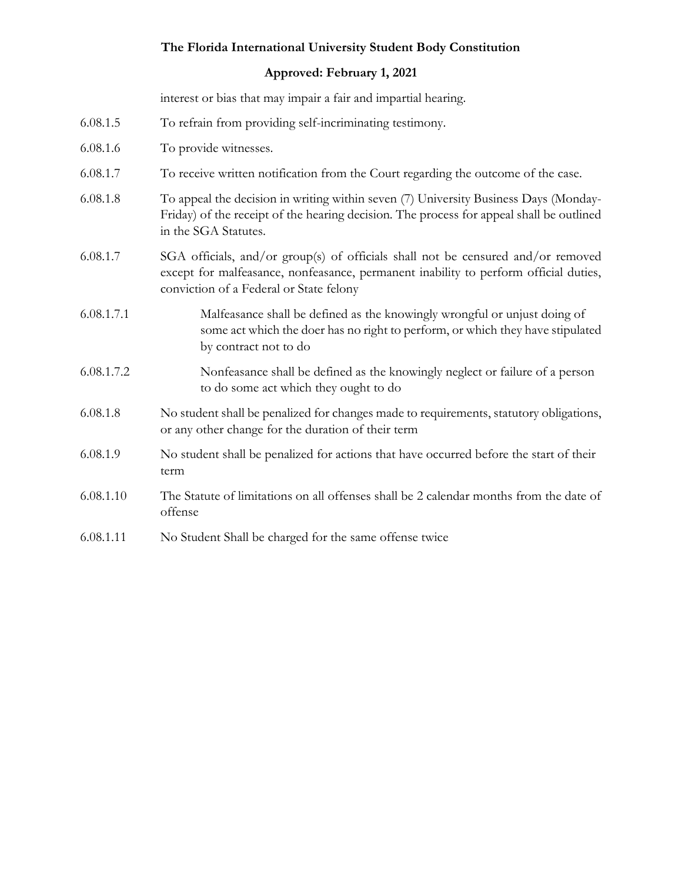interest or bias that may impair a fair and impartial hearing.

6.08.1.5 To refrain from providing self-incriminating testimony.

6.08.1.6 To provide witnesses.

6.08.1.7 To receive written notification from the Court regarding the outcome of the case.

6.08.1.8 To appeal the decision in writing within seven (7) University Business Days (Monday-Friday) of the receipt of the hearing decision. The process for appeal shall be outlined in the SGA Statutes.

6.08.1.7 SGA officials, and/or group(s) of officials shall not be censured and/or removed except for malfeasance, nonfeasance, permanent inability to perform official duties, conviction of a Federal or State felony

6.08.1.7.1 Malfeasance shall be defined as the knowingly wrongful or unjust doing of some act which the doer has no right to perform, or which they have stipulated by contract not to do

6.08.1.7.2 Nonfeasance shall be defined as the knowingly neglect or failure of a person to do some act which they ought to do

6.08.1.8 No student shall be penalized for changes made to requirements, statutory obligations, or any other change for the duration of their term

6.08.1.9 No student shall be penalized for actions that have occurred before the start of their term

6.08.1.10 The Statute of limitations on all offenses shall be 2 calendar months from the date of offense

6.08.1.11 No Student Shall be charged for the same offense twice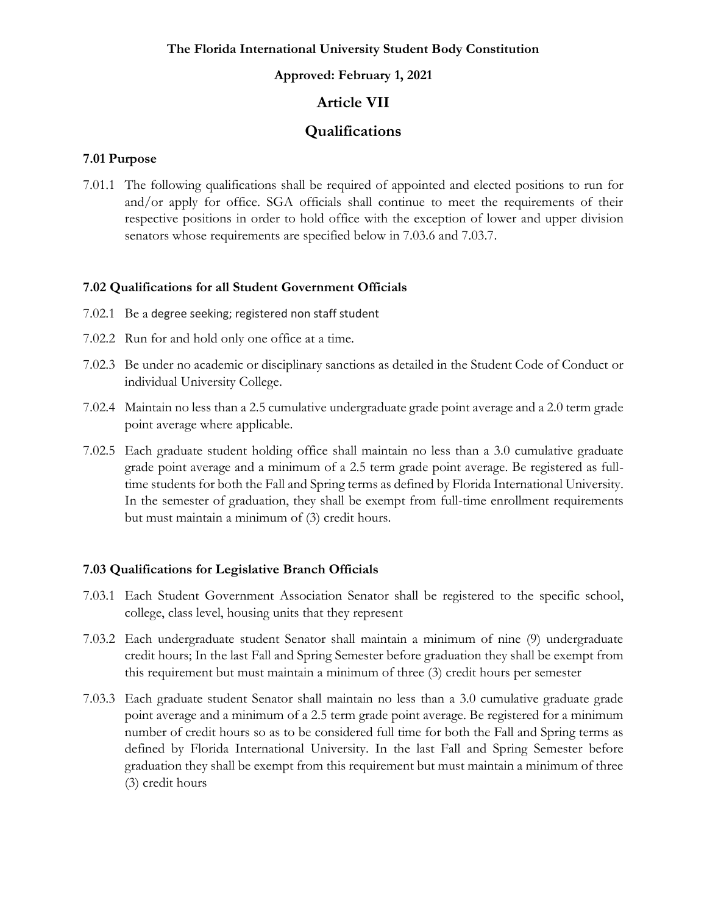**The Florida International University Student Body Constitution**

**Approved: February 1, 2021**

# Article VII

# Qualifications

### 7.01 Purpose

7.01.1 The following qualifications shall be required of appointed and elected positions to run for and/or apply for office. SGA officials shall continue to meet the requirements of their respective positions in order to hold office with the exception of lower and upper division senators whose requirements are specified below in 7.03.6 and 7.03.7.

### 7.02 Qualifications for all Student Government Officials

7.02.1 Be a degree seeking; registered non staff student

7.02.2 Run for and hold only one office at a time.

7.02.3 Be under no academic or disciplinary sanctions as detailed in the Student Code of Conduct or individual University College.

7.02.4 Maintain no less than a 2.5 cumulative undergraduate grade point average and a 2.0 term grade point average where applicable.

7.02.5 Each graduate student holding office shall maintain no less than a 3.0 cumulative graduate grade point average and a minimum of a 2.5 term grade point average. Be registered as full-time students for both the Fall and Spring terms as defined by Florida International University. In the semester of graduation, they shall be exempt from full-time enrollment requirements but must maintain a minimum of (3) credit hours.

### 7.03 Qualifications for Legislative Branch Officials

7.03.1 Each Student Government Association Senator shall be registered to the specific school, college, class level, housing units that they represent

7.03.2 Each undergraduate student Senator shall maintain a minimum of nine (9) undergraduate credit hours; In the last Fall and Spring Semester before graduation they shall be exempt from this requirement but must maintain a minimum of three (3) credit hours per semester

7.03.3 Each graduate student Senator shall maintain no less than a 3.0 cumulative graduate grade point average and a minimum of a 2.5 term grade point average. Be registered for a minimum number of credit hours so as to be considered full time for both the Fall and Spring terms as defined by Florida International University. In the last Fall and Spring Semester before graduation they shall be exempt from this requirement but must maintain a minimum of three (3) credit hours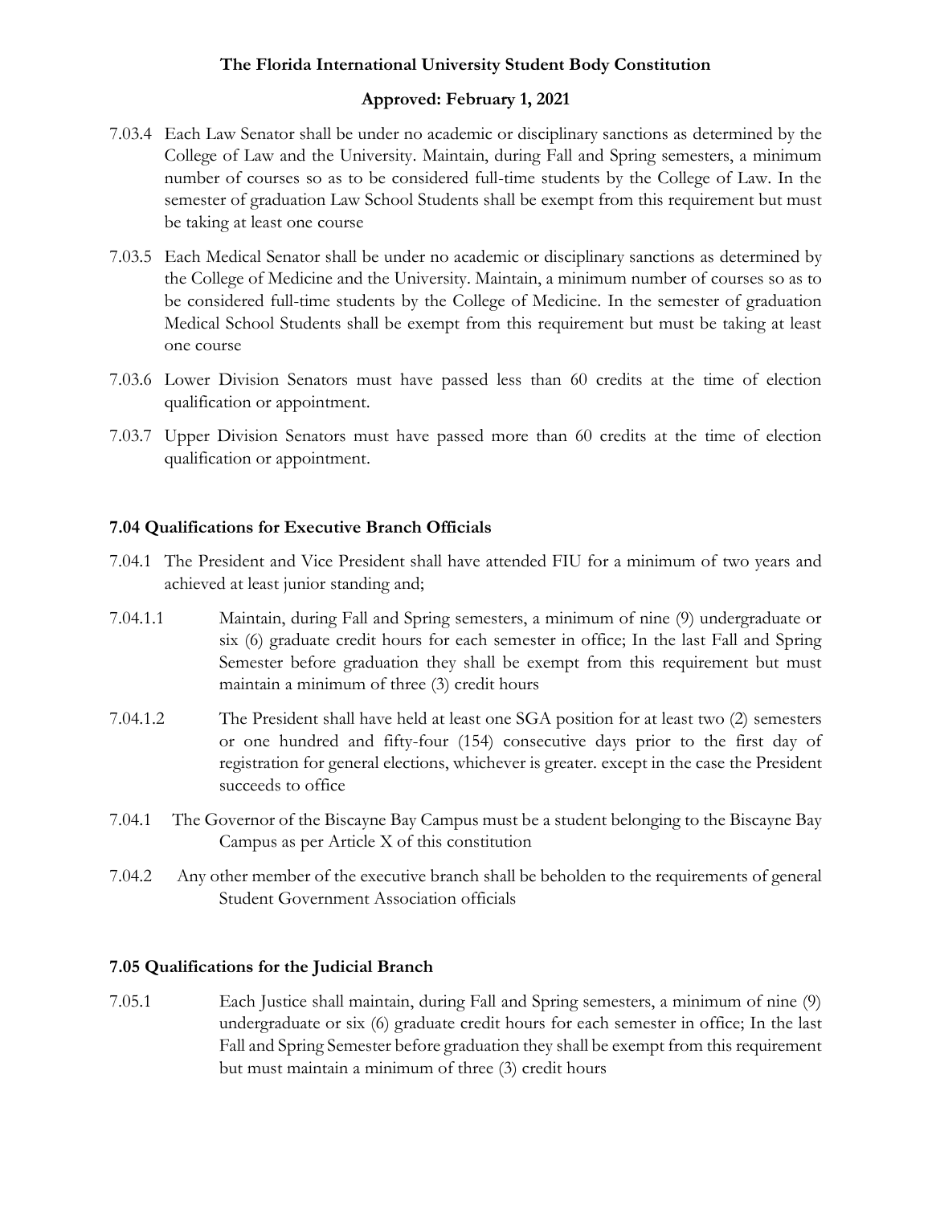7.03.4 Each Law Senator shall be under no academic or disciplinary sanctions as determined by the College of Law and the University. Maintain, during Fall and Spring semesters, a minimum number of courses so as to be considered full-time students by the College of Law. In the semester of graduation Law School Students shall be exempt from this requirement but must be taking at least one course

7.03.5 Each Medical Senator shall be under no academic or disciplinary sanctions as determined by the College of Medicine and the University. Maintain, a minimum number of courses so as to be considered full-time students by the College of Medicine. In the semester of graduation Medical School Students shall be exempt from this requirement but must be taking at least one course

7.03.6 Lower Division Senators must have passed less than 60 credits at the time of election qualification or appointment.

7.03.7 Upper Division Senators must have passed more than 60 credits at the time of election qualification or appointment.

### 7.04 Qualifications for Executive Branch Officials

7.04.1 The President and Vice President shall have attended FIU for a minimum of two years and achieved at least junior standing and;

7.04.1.1 Maintain, during Fall and Spring semesters, a minimum of nine (9) undergraduate or six (6) graduate credit hours for each semester in office; In the last Fall and Spring Semester before graduation they shall be exempt from this requirement but must maintain a minimum of three (3) credit hours

7.04.1.2 The President shall have held at least one SGA position for at least two (2) semesters or one hundred and fifty-four (154) consecutive days prior to the first day of registration for general elections, whichever is greater. except in the case the President succeeds to office

7.04.1 The Governor of the Biscayne Bay Campus must be a student belonging to the Biscayne Bay Campus as per Article X of this constitution

7.04.2 Any other member of the executive branch shall be beholden to the requirements of general Student Government Association officials

### 7.05 Qualifications for the Judicial Branch

7.05.1 Each Justice shall maintain, during Fall and Spring semesters, a minimum of nine (9) undergraduate or six (6) graduate credit hours for each semester in office; In the last Fall and Spring Semester before graduation they shall be exempt from this requirement but must maintain a minimum of three (3) credit hours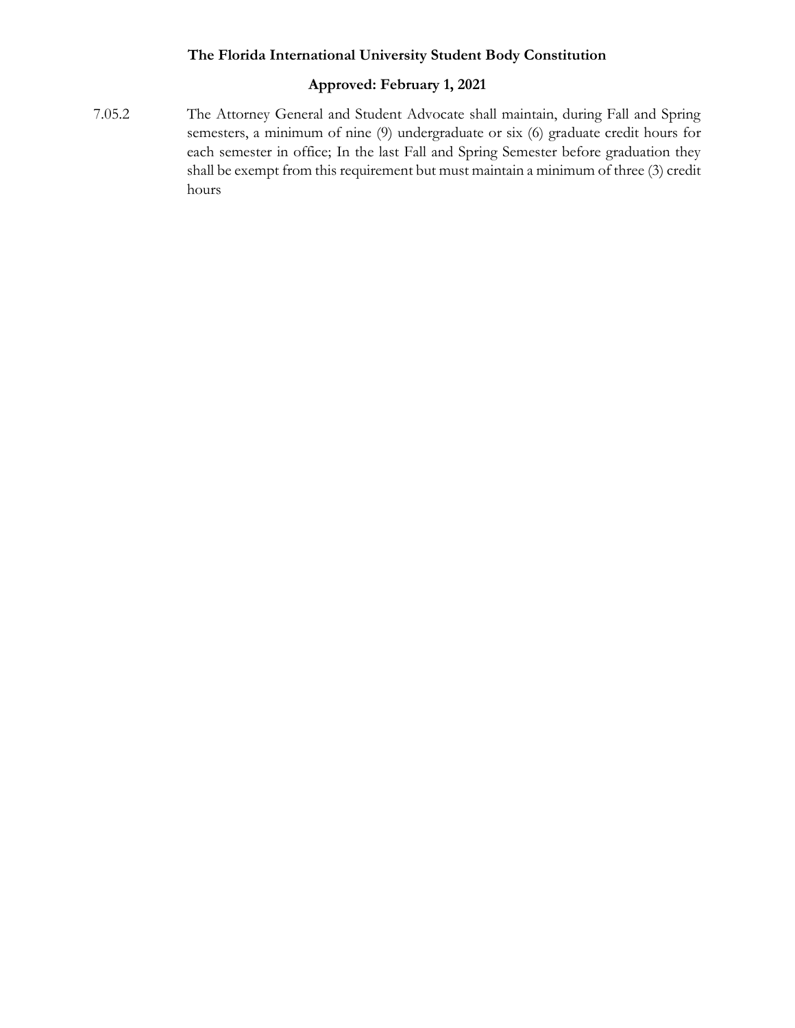7.05.2 The Attorney General and Student Advocate shall maintain, during Fall and Spring semesters, a minimum of nine (9) undergraduate or six (6) graduate credit hours for each semester in office; In the last Fall and Spring Semester before graduation they shall be exempt from this requirement but must maintain a minimum of three (3) credit hours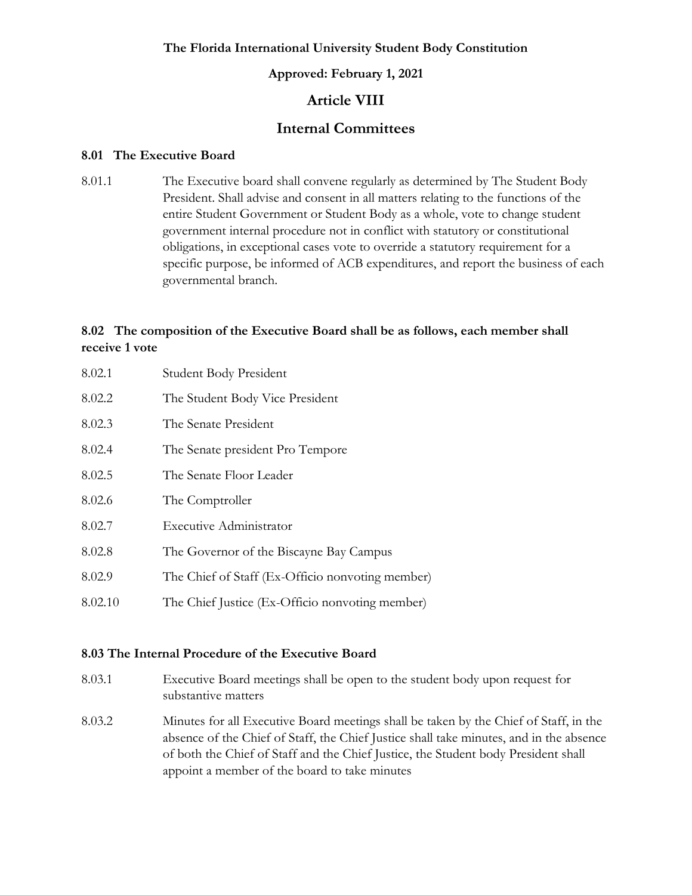**The Florida International University Student Body Constitution**

**Approved: February 1, 2021**

# Article VIII

# Internal Committees

### 8.01 The Executive Board

8.01.1 The Executive board shall convene regularly as determined by The Student Body President. Shall advise and consent in all matters relating to the functions of the entire Student Government or Student Body as a whole, vote to change student government internal procedure not in conflict with statutory or constitutional obligations, in exceptional cases vote to override a statutory requirement for a specific purpose, be informed of ACB expenditures, and report the business of each governmental branch.

### 8.02 The composition of the Executive Board shall be as follows, each member shall receive 1 vote

8.02.1 Student Body President

8.02.2 The Student Body Vice President

8.02.3 The Senate President

8.02.4 The Senate president Pro Tempore

8.02.5 The Senate Floor Leader

8.02.6 The Comptroller

8.02.7 Executive Administrator

8.02.8 The Governor of the Biscayne Bay Campus

8.02.9 The Chief of Staff (Ex-Officio nonvoting member)

8.02.10 The Chief Justice (Ex-Officio nonvoting member)

### 8.03 The Internal Procedure of the Executive Board

8.03.1 Executive Board meetings shall be open to the student body upon request for substantive matters

8.03.2 Minutes for all Executive Board meetings shall be taken by the Chief of Staff, in the absence of the Chief of Staff, the Chief Justice shall take minutes, and in the absence of both the Chief of Staff and the Chief Justice, the Student body President shall appoint a member of the board to take minutes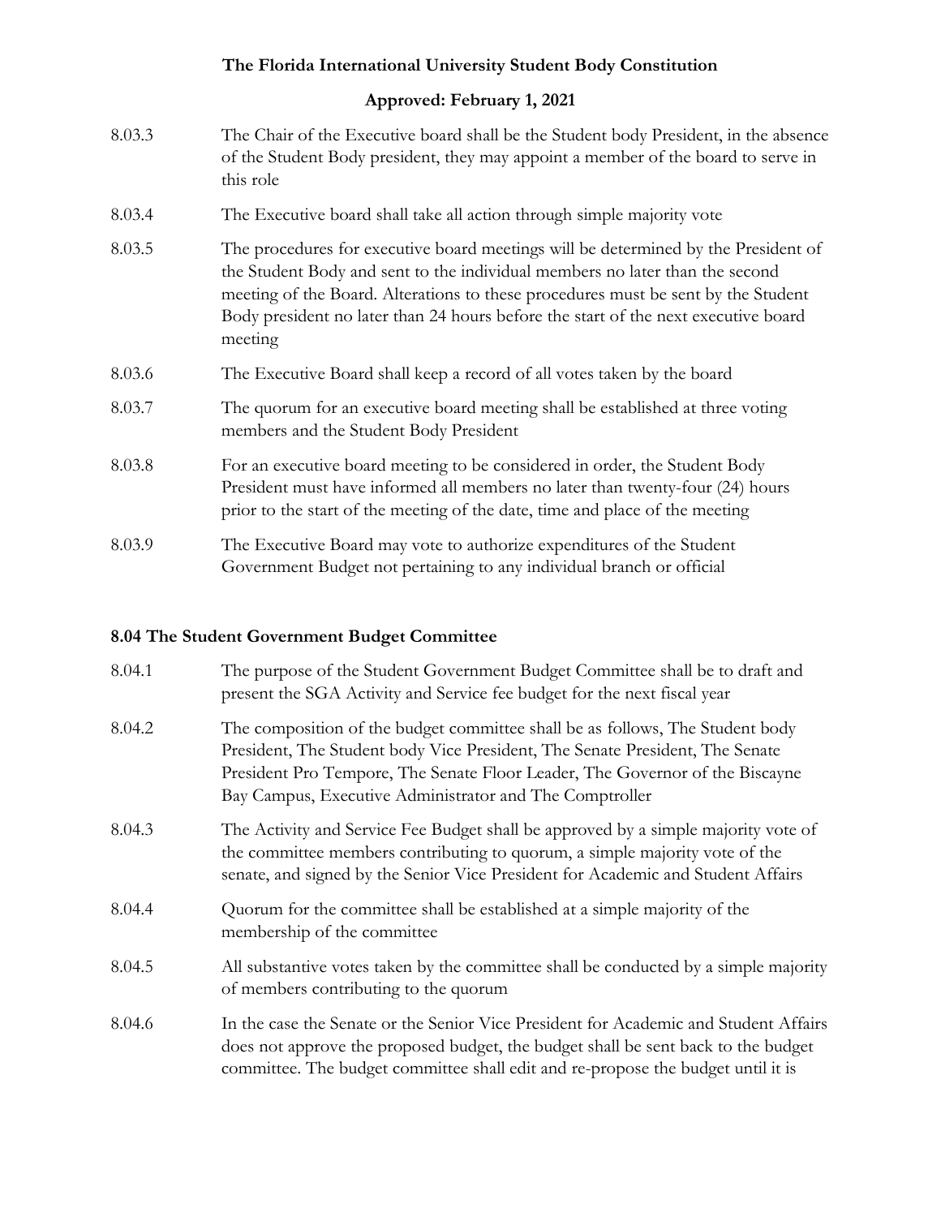8.03.3 The Chair of the Executive board shall be the Student body President, in the absence of the Student Body president, they may appoint a member of the board to serve in this role

8.03.4 The Executive board shall take all action through simple majority vote

8.03.5 The procedures for executive board meetings will be determined by the President of the Student Body and sent to the individual members no later than the second meeting of the Board. Alterations to these procedures must be sent by the Student Body president no later than 24 hours before the start of the next executive board meeting

8.03.6 The Executive Board shall keep a record of all votes taken by the board

8.03.7 The quorum for an executive board meeting shall be established at three voting members and the Student Body President

8.03.8 For an executive board meeting to be considered in order, the Student Body President must have informed all members no later than twenty-four (24) hours prior to the start of the meeting of the date, time and place of the meeting

8.03.9 The Executive Board may vote to authorize expenditures of the Student Government Budget not pertaining to any individual branch or official

**8.04 The Student Government Budget Committee**

8.04.1 The purpose of the Student Government Budget Committee shall be to draft and present the SGA Activity and Service fee budget for the next fiscal year

8.04.2 The composition of the budget committee shall be as follows, The Student body President, The Student body Vice President, The Senate President, The Senate President Pro Tempore, The Senate Floor Leader, The Governor of the Biscayne Bay Campus, Executive Administrator and The Comptroller

8.04.3 The Activity and Service Fee Budget shall be approved by a simple majority vote of the committee members contributing to quorum, a simple majority vote of the senate, and signed by the Senior Vice President for Academic and Student Affairs

8.04.4 Quorum for the committee shall be established at a simple majority of the membership of the committee

8.04.5 All substantive votes taken by the committee shall be conducted by a simple majority of members contributing to the quorum

8.04.6 In the case the Senate or the Senior Vice President for Academic and Student Affairs does not approve the proposed budget, the budget shall be sent back to the budget committee. The budget committee shall edit and re-propose the budget until it is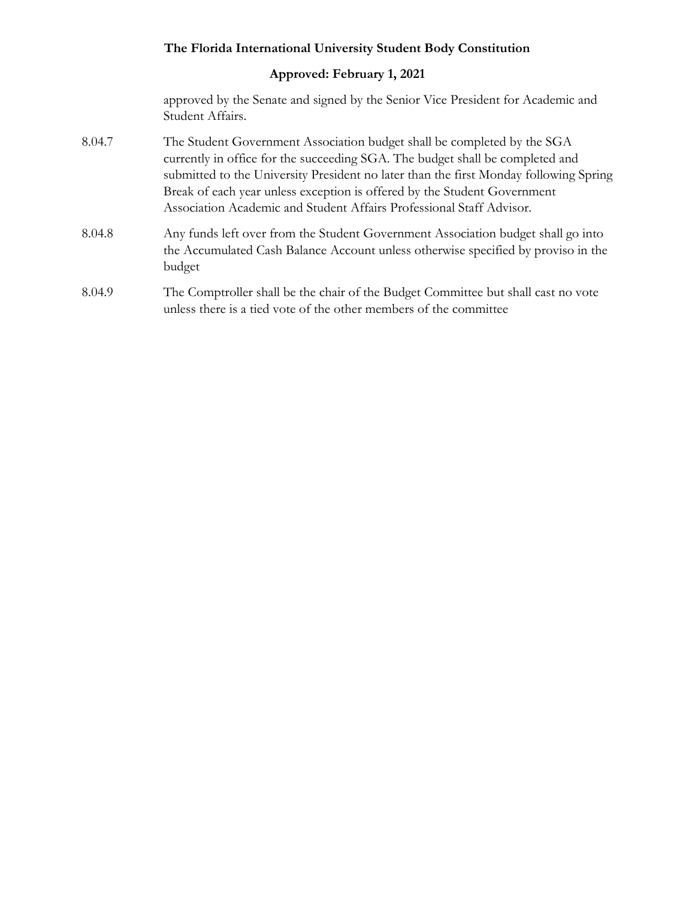approved by the Senate and signed by the Senior Vice President for Academic and Student Affairs.

8.04.7 The Student Government Association budget shall be completed by the SGA currently in office for the succeeding SGA. The budget shall be completed and submitted to the University President no later than the first Monday following Spring Break of each year unless exception is offered by the Student Government Association Academic and Student Affairs Professional Staff Advisor.

8.04.8 Any funds left over from the Student Government Association budget shall go into the Accumulated Cash Balance Account unless otherwise specified by proviso in the budget

8.04.9 The Comptroller shall be the chair of the Budget Committee but shall cast no vote unless there is a tied vote of the other members of the committee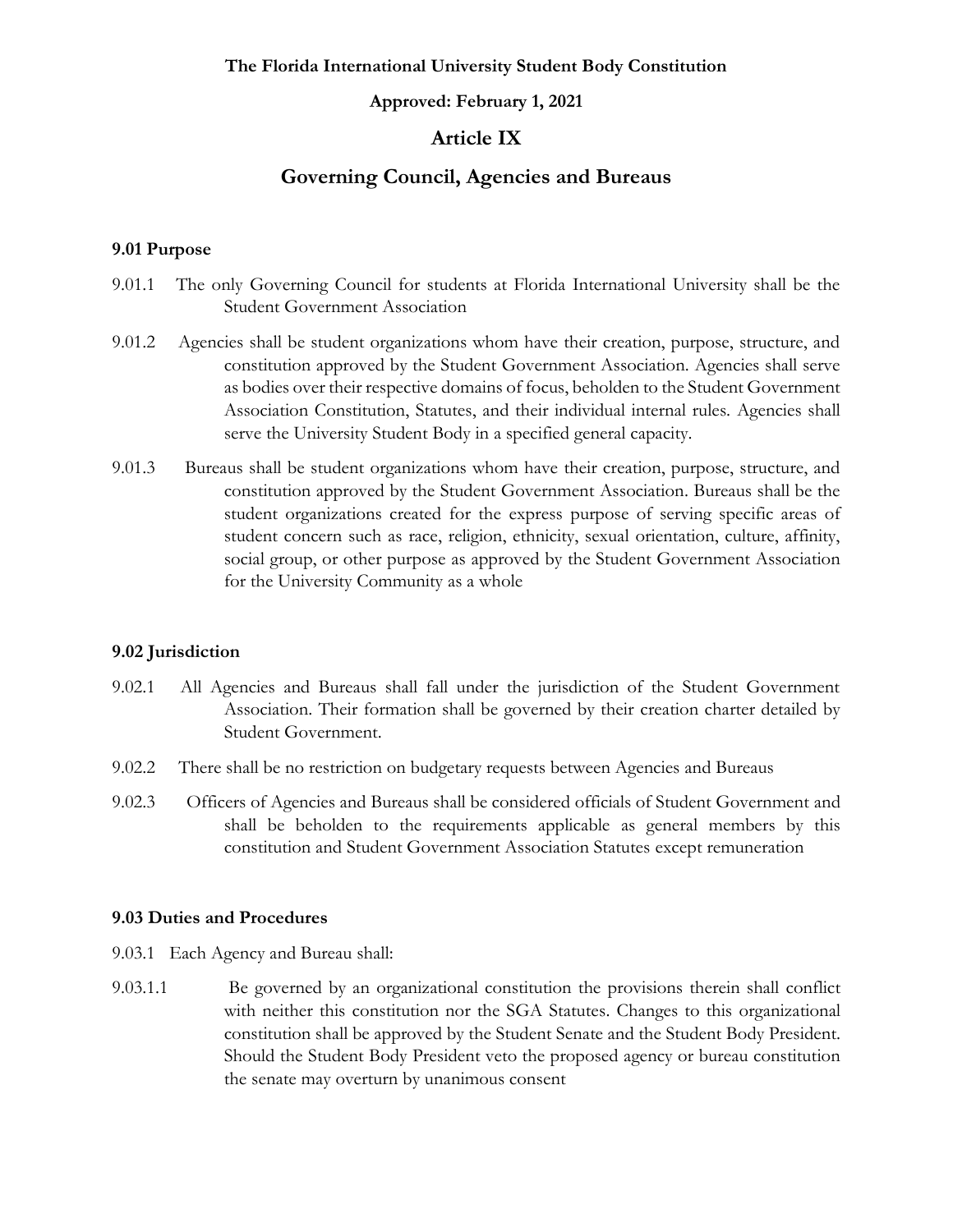**The Florida International University Student Body Constitution**

**Approved: February 1, 2021**

# Article IX

# Governing Council, Agencies and Bureaus

### 9.01 Purpose

9.01.1 The only Governing Council for students at Florida International University shall be the Student Government Association

9.01.2 Agencies shall be student organizations whom have their creation, purpose, structure, and constitution approved by the Student Government Association. Agencies shall serve as bodies over their respective domains of focus, beholden to the Student Government Association Constitution, Statutes, and their individual internal rules. Agencies shall serve the University Student Body in a specified general capacity.

9.01.3 Bureaus shall be student organizations whom have their creation, purpose, structure, and constitution approved by the Student Government Association. Bureaus shall be the student organizations created for the express purpose of serving specific areas of student concern such as race, religion, ethnicity, sexual orientation, culture, affinity, social group, or other purpose as approved by the Student Government Association for the University Community as a whole

### 9.02 Jurisdiction

9.02.1 All Agencies and Bureaus shall fall under the jurisdiction of the Student Government Association. Their formation shall be governed by their creation charter detailed by Student Government.

9.02.2 There shall be no restriction on budgetary requests between Agencies and Bureaus

9.02.3 Officers of Agencies and Bureaus shall be considered officials of Student Government and shall be beholden to the requirements applicable as general members by this constitution and Student Government Association Statutes except remuneration

### 9.03 Duties and Procedures

9.03.1 Each Agency and Bureau shall:

9.03.1.1 Be governed by an organizational constitution the provisions therein shall conflict with neither this constitution nor the SGA Statutes. Changes to this organizational constitution shall be approved by the Student Senate and the Student Body President. Should the Student Body President veto the proposed agency or bureau constitution the senate may overturn by unanimous consent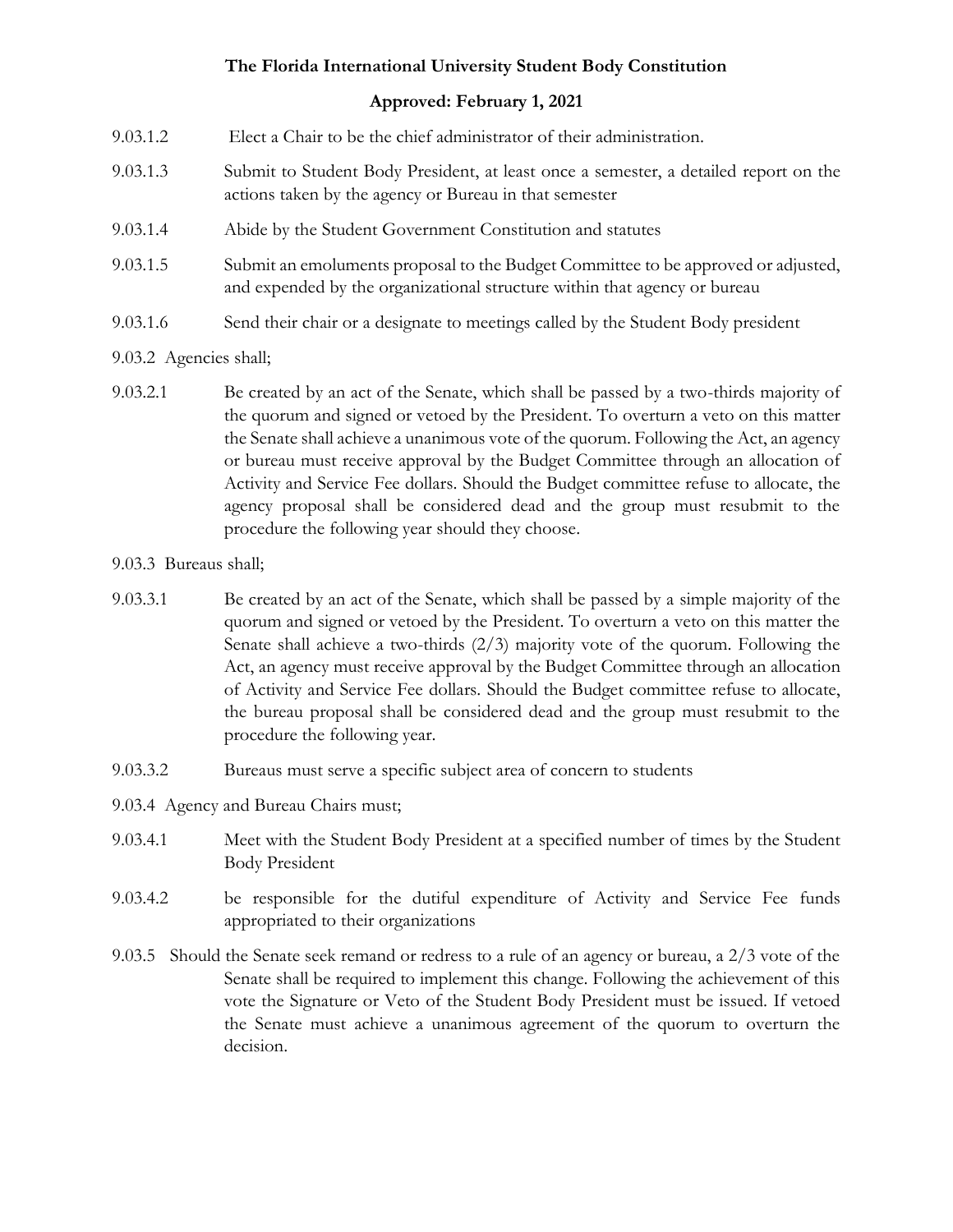9.03.1.2 Elect a Chair to be the chief administrator of their administration.

9.03.1.3 Submit to Student Body President, at least once a semester, a detailed report on the actions taken by the agency or Bureau in that semester

9.03.1.4 Abide by the Student Government Constitution and statutes

9.03.1.5 Submit an emoluments proposal to the Budget Committee to be approved or adjusted, and expended by the organizational structure within that agency or bureau

9.03.1.6 Send their chair or a designate to meetings called by the Student Body president

9.03.2 Agencies shall;

9.03.2.1 Be created by an act of the Senate, which shall be passed by a two-thirds majority of the quorum and signed or vetoed by the President. To overturn a veto on this matter the Senate shall achieve a unanimous vote of the quorum. Following the Act, an agency or bureau must receive approval by the Budget Committee through an allocation of Activity and Service Fee dollars. Should the Budget committee refuse to allocate, the agency proposal shall be considered dead and the group must resubmit to the procedure the following year should they choose.

9.03.3 Bureaus shall;

9.03.3.1 Be created by an act of the Senate, which shall be passed by a simple majority of the quorum and signed or vetoed by the President. To overturn a veto on this matter the Senate shall achieve a two-thirds (2/3) majority vote of the quorum. Following the Act, an agency must receive approval by the Budget Committee through an allocation of Activity and Service Fee dollars. Should the Budget committee refuse to allocate, the bureau proposal shall be considered dead and the group must resubmit to the procedure the following year.

9.03.3.2 Bureaus must serve a specific subject area of concern to students

9.03.4 Agency and Bureau Chairs must;

9.03.4.1 Meet with the Student Body President at a specified number of times by the Student Body President

9.03.4.2 be responsible for the dutiful expenditure of Activity and Service Fee funds appropriated to their organizations

9.03.5 Should the Senate seek remand or redress to a rule of an agency or bureau, a 2/3 vote of the Senate shall be required to implement this change. Following the achievement of this vote the Signature or Veto of the Student Body President must be issued. If vetoed the Senate must achieve a unanimous agreement of the quorum to overturn the decision.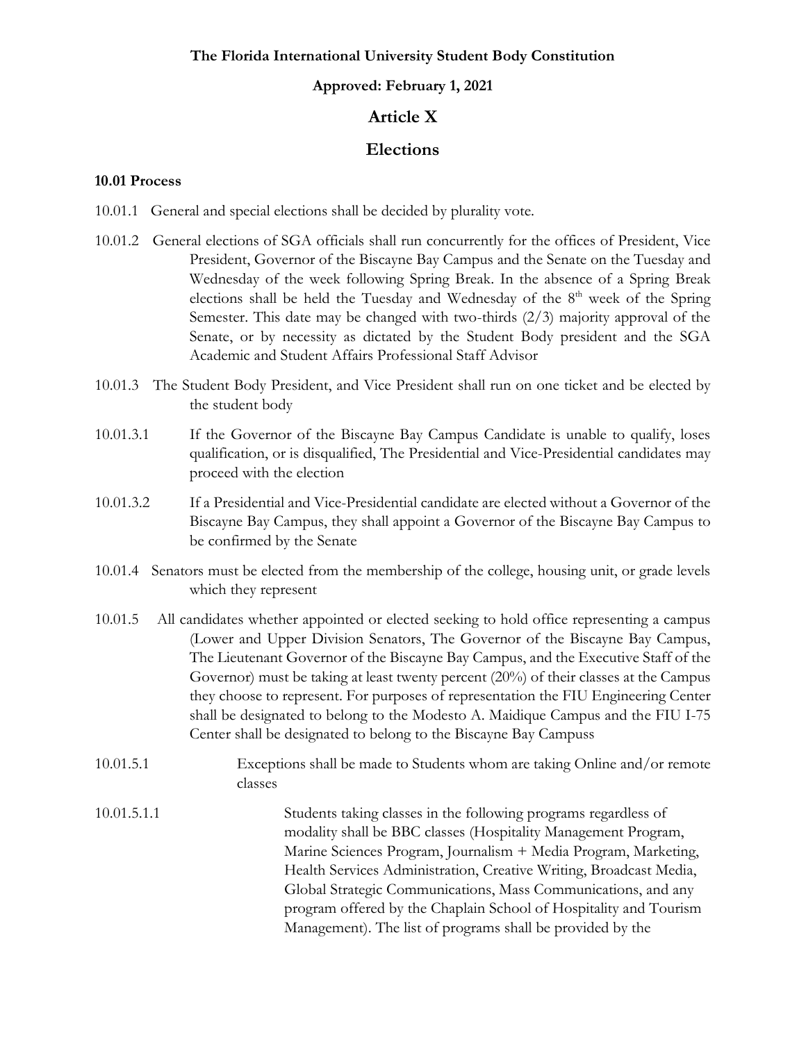**The Florida International University Student Body Constitution**

**Approved: February 1, 2021**

# Article X

# Elections

### 10.01 Process

10.01.1 General and special elections shall be decided by plurality vote.

10.01.2 General elections of SGA officials shall run concurrently for the offices of President, Vice President, Governor of the Biscayne Bay Campus and the Senate on the Tuesday and Wednesday of the week following Spring Break. In the absence of a Spring Break elections shall be held the Tuesday and Wednesday of the 8th week of the Spring Semester. This date may be changed with two-thirds (2/3) majority approval of the Senate, or by necessity as dictated by the Student Body president and the SGA Academic and Student Affairs Professional Staff Advisor

10.01.3 The Student Body President, and Vice President shall run on one ticket and be elected by the student body

10.01.3.1 If the Governor of the Biscayne Bay Campus Candidate is unable to qualify, loses qualification, or is disqualified, The Presidential and Vice-Presidential candidates may proceed with the election

10.01.3.2 If a Presidential and Vice-Presidential candidate are elected without a Governor of the Biscayne Bay Campus, they shall appoint a Governor of the Biscayne Bay Campus to be confirmed by the Senate

10.01.4 Senators must be elected from the membership of the college, housing unit, or grade levels which they represent

10.01.5 All candidates whether appointed or elected seeking to hold office representing a campus (Lower and Upper Division Senators, The Governor of the Biscayne Bay Campus, The Lieutenant Governor of the Biscayne Bay Campus, and the Executive Staff of the Governor) must be taking at least twenty percent (20%) of their classes at the Campus they choose to represent. For purposes of representation the FIU Engineering Center shall be designated to belong to the Modesto A. Maidique Campus and the FIU I-75 Center shall be designated to belong to the Biscayne Bay Campuss

10.01.5.1 Exceptions shall be made to Students whom are taking Online and/or remote classes

10.01.5.1.1 Students taking classes in the following programs regardless of modality shall be BBC classes (Hospitality Management Program, Marine Sciences Program, Journalism + Media Program, Marketing, Health Services Administration, Creative Writing, Broadcast Media, Global Strategic Communications, Mass Communications, and any program offered by the Chaplain School of Hospitality and Tourism Management). The list of programs shall be provided by the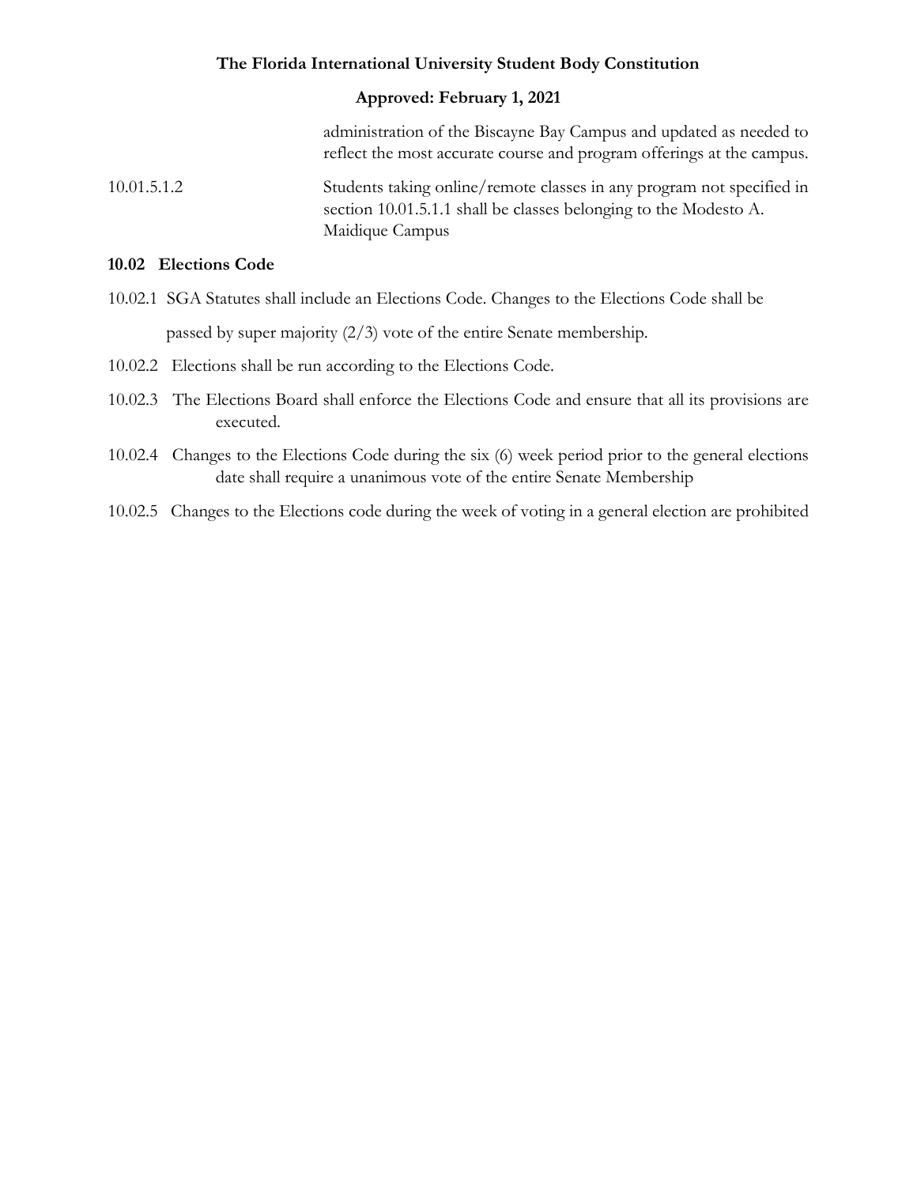administration of the Biscayne Bay Campus and updated as needed to reflect the most accurate course and program offerings at the campus.

10.01.5.1.2 Students taking online/remote classes in any program not specified in section 10.01.5.1.1 shall be classes belonging to the Modesto A. Maidique Campus

**10.02 Elections Code**

10.02.1 SGA Statutes shall include an Elections Code. Changes to the Elections Code shall be passed by super majority (2/3) vote of the entire Senate membership.

10.02.2 Elections shall be run according to the Elections Code.

10.02.3 The Elections Board shall enforce the Elections Code and ensure that all its provisions are executed.

10.02.4 Changes to the Elections Code during the six (6) week period prior to the general elections date shall require a unanimous vote of the entire Senate Membership

10.02.5 Changes to the Elections code during the week of voting in a general election are prohibited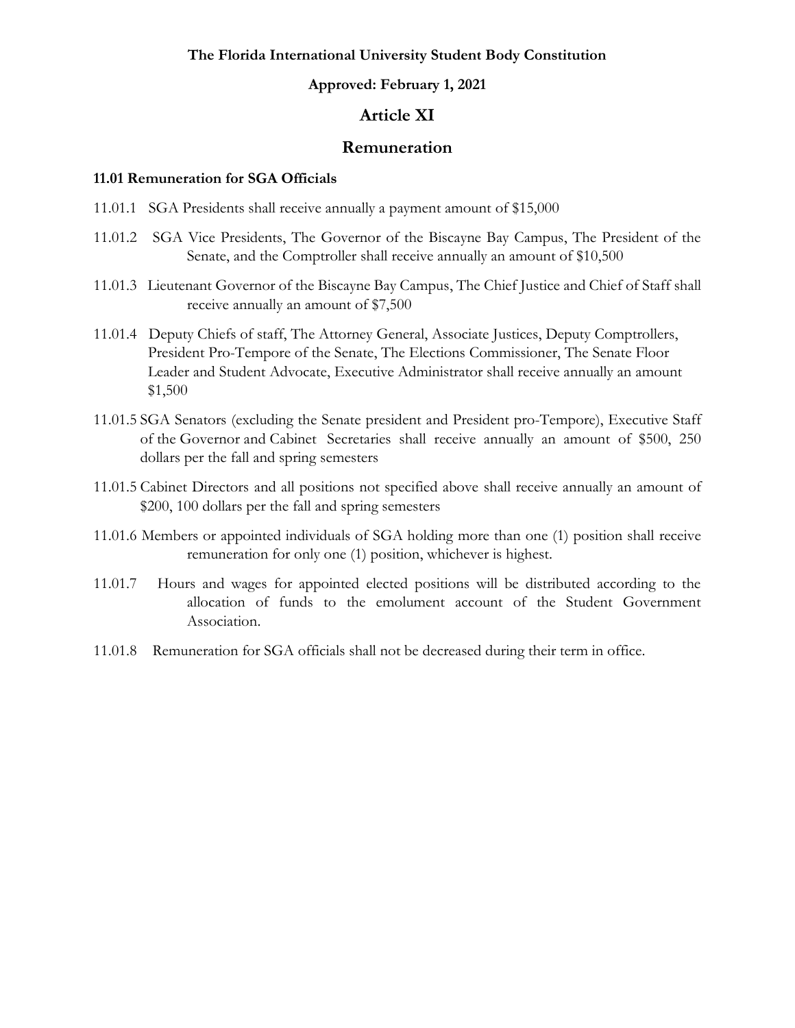**The Florida International University Student Body Constitution**

**Approved: February 1, 2021**

# Article XI

# Remuneration

### 11.01 Remuneration for SGA Officials

11.01.1 SGA Presidents shall receive annually a payment amount of $15,000

11.01.2 SGA Vice Presidents, The Governor of the Biscayne Bay Campus, The President of the Senate, and the Comptroller shall receive annually an amount of $10,500

11.01.3 Lieutenant Governor of the Biscayne Bay Campus, The Chief Justice and Chief of Staff shall receive annually an amount of $7,500

11.01.4 Deputy Chiefs of staff, The Attorney General, Associate Justices, Deputy Comptrollers, President Pro-Tempore of the Senate, The Elections Commissioner, The Senate Floor Leader and Student Advocate, Executive Administrator shall receive annually an amount $1,500

11.01.5 SGA Senators (excluding the Senate president and President pro-Tempore), Executive Staff of the Governor and Cabinet Secretaries shall receive annually an amount of $500, 250 dollars per the fall and spring semesters

11.01.5 Cabinet Directors and all positions not specified above shall receive annually an amount of $200, 100 dollars per the fall and spring semesters

11.01.6 Members or appointed individuals of SGA holding more than one (1) position shall receive remuneration for only one (1) position, whichever is highest.

11.01.7 Hours and wages for appointed elected positions will be distributed according to the allocation of funds to the emolument account of the Student Government Association.

11.01.8 Remuneration for SGA officials shall not be decreased during their term in office.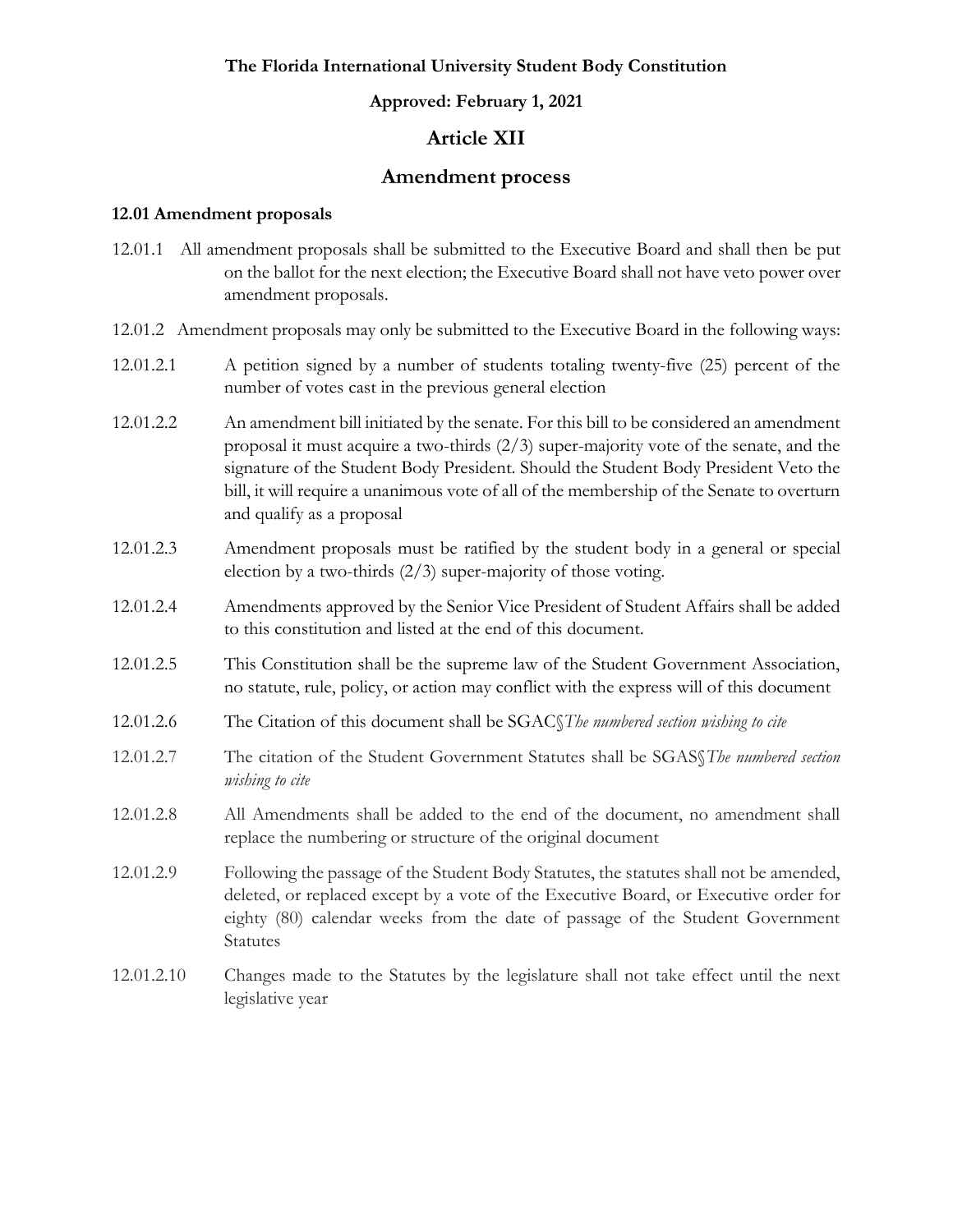**The Florida International University Student Body Constitution**

**Approved: February 1, 2021**

# Article XII

## Amendment process

### 12.01 Amendment proposals

12.01.1 All amendment proposals shall be submitted to the Executive Board and shall then be put on the ballot for the next election; the Executive Board shall not have veto power over amendment proposals.

12.01.2 Amendment proposals may only be submitted to the Executive Board in the following ways:

12.01.2.1 A petition signed by a number of students totaling twenty-five (25) percent of the number of votes cast in the previous general election

12.01.2.2 An amendment bill initiated by the senate. For this bill to be considered an amendment proposal it must acquire a two-thirds (2/3) super-majority vote of the senate, and the signature of the Student Body President. Should the Student Body President Veto the bill, it will require a unanimous vote of all of the membership of the Senate to overturn and qualify as a proposal

12.01.2.3 Amendment proposals must be ratified by the student body in a general or special election by a two-thirds (2/3) super-majority of those voting.

12.01.2.4 Amendments approved by the Senior Vice President of Student Affairs shall be added to this constitution and listed at the end of this document.

12.01.2.5 This Constitution shall be the supreme law of the Student Government Association, no statute, rule, policy, or action may conflict with the express will of this document

12.01.2.6 The Citation of this document shall be SGAC§*The numbered section wishing to cite*

12.01.2.7 The citation of the Student Government Statutes shall be SGAS§*The numbered section wishing to cite*

12.01.2.8 All Amendments shall be added to the end of the document, no amendment shall replace the numbering or structure of the original document

12.01.2.9 Following the passage of the Student Body Statutes, the statutes shall not be amended, deleted, or replaced except by a vote of the Executive Board, or Executive order for eighty (80) calendar weeks from the date of passage of the Student Government Statutes

12.01.2.10 Changes made to the Statutes by the legislature shall not take effect until the next legislative year